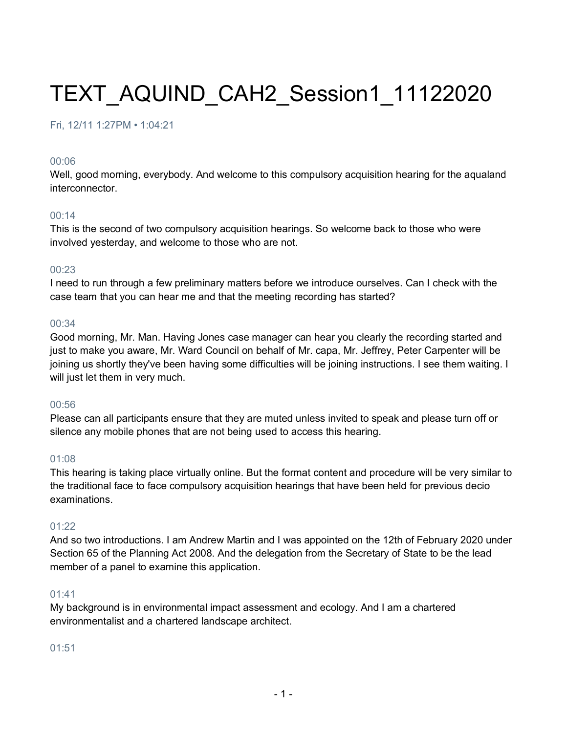# TEXT_AQUIND_CAH2_Session1_11122020

Fri, 12/11 1:27PM • 1:04:21

00:06

Well, good morning, everybody. And welcome to this compulsory acquisition hearing for the aqualand interconnector.

00:14

This is the second of two compulsory acquisition hearings. So welcome back to those who were involved yesterday, and welcome to those who are not.

00:23

I need to run through a few preliminary matters before we introduce ourselves. Can I check with the case team that you can hear me and that the meeting recording has started?

00:34

Good morning, Mr. Man. Having Jones case manager can hear you clearly the recording started and just to make you aware, Mr. Ward Council on behalf of Mr. capa, Mr. Jeffrey, Peter Carpenter will be joining us shortly they've been having some difficulties will be joining instructions. I see them waiting. I will just let them in very much.

00:56

Please can all participants ensure that they are muted unless invited to speak and please turn off or silence any mobile phones that are not being used to access this hearing.

01:08

This hearing is taking place virtually online. But the format content and procedure will be very similar to the traditional face to face compulsory acquisition hearings that have been held for previous decio examinations.

01:22

And so two introductions. I am Andrew Martin and I was appointed on the 12th of February 2020 under Section 65 of the Planning Act 2008. And the delegation from the Secretary of State to be the lead member of a panel to examine this application.

01:41

My background is in environmental impact assessment and ecology. And I am a chartered environmentalist and a chartered landscape architect.

01:51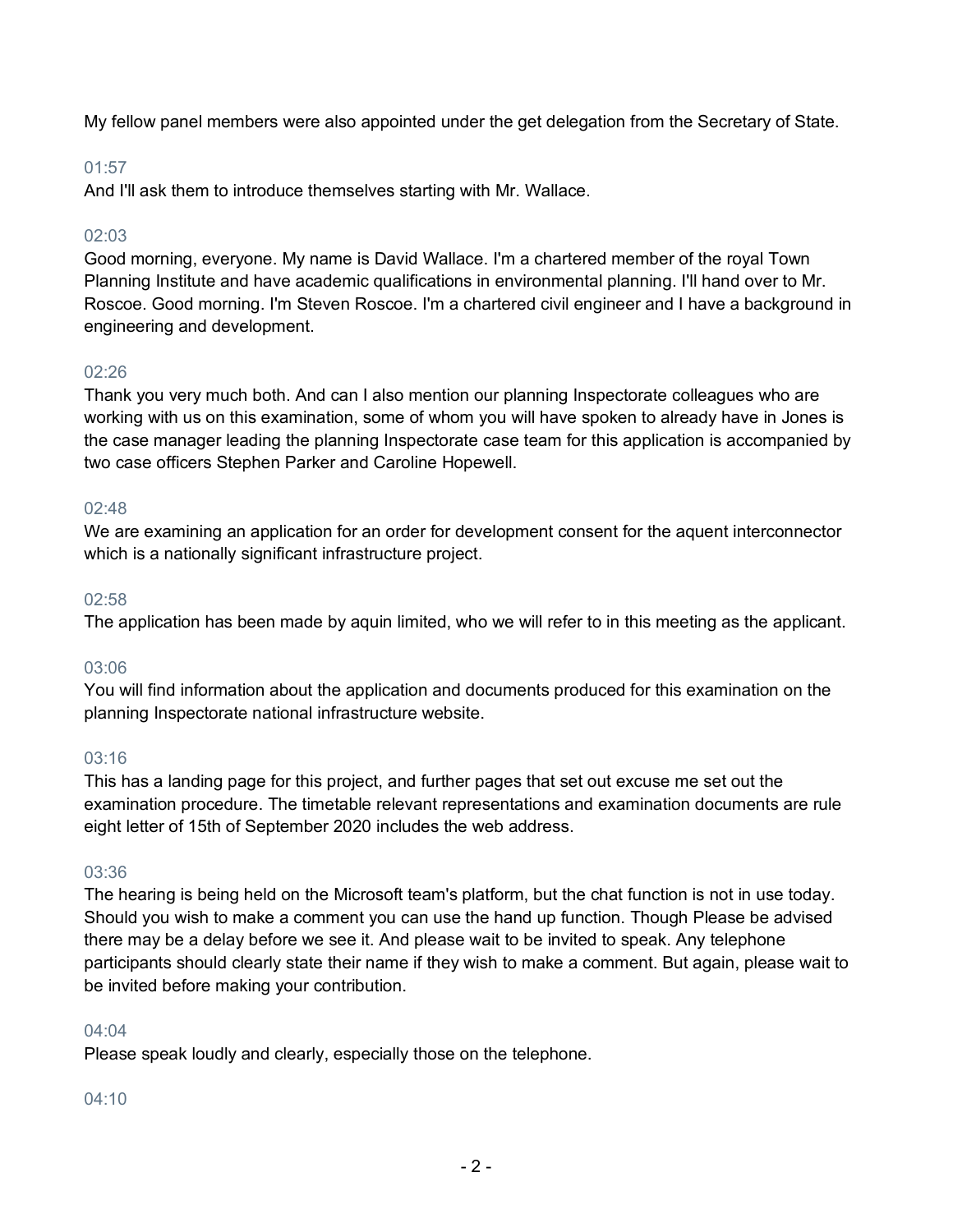My fellow panel members were also appointed under the get delegation from the Secretary of State.

01:57

And I'll ask them to introduce themselves starting with Mr. Wallace.

02:03

Good morning, everyone. My name is David Wallace. I'm a chartered member of the royal Town Planning Institute and have academic qualifications in environmental planning. I'll hand over to Mr. Roscoe. Good morning. I'm Steven Roscoe. I'm a chartered civil engineer and I have a background in engineering and development.

02:26

Thank you very much both. And can I also mention our planning Inspectorate colleagues who are working with us on this examination, some of whom you will have spoken to already have in Jones is the case manager leading the planning Inspectorate case team for this application is accompanied by two case officers Stephen Parker and Caroline Hopewell.

02:48

We are examining an application for an order for development consent for the aquent interconnector which is a nationally significant infrastructure project.

02:58

The application has been made by aquin limited, who we will refer to in this meeting as the applicant.

03:06

You will find information about the application and documents produced for this examination on the planning Inspectorate national infrastructure website.

03:16

This has a landing page for this project, and further pages that set out excuse me set out the examination procedure. The timetable relevant representations and examination documents are rule eight letter of 15th of September 2020 includes the web address.

03:36

The hearing is being held on the Microsoft team's platform, but the chat function is not in use today. Should you wish to make a comment you can use the hand up function. Though Please be advised there may be a delay before we see it. And please wait to be invited to speak. Any telephone participants should clearly state their name if they wish to make a comment. But again, please wait to be invited before making your contribution.

04:04

Please speak loudly and clearly, especially those on the telephone.

04:10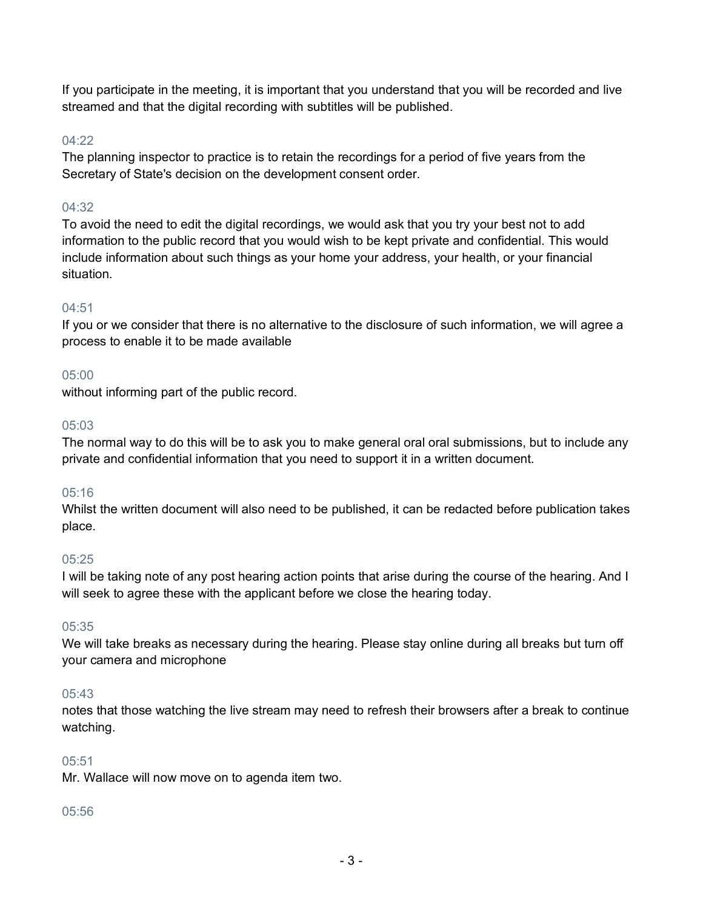If you participate in the meeting, it is important that you understand that you will be recorded and live streamed and that the digital recording with subtitles will be published.

04:22

The planning inspector to practice is to retain the recordings for a period of five years from the Secretary of State's decision on the development consent order.

04:32

To avoid the need to edit the digital recordings, we would ask that you try your best not to add information to the public record that you would wish to be kept private and confidential. This would include information about such things as your home your address, your health, or your financial situation.

04:51

If you or we consider that there is no alternative to the disclosure of such information, we will agree a process to enable it to be made available

05:00

without informing part of the public record.

05:03

The normal way to do this will be to ask you to make general oral oral submissions, but to include any private and confidential information that you need to support it in a written document.

05:16

Whilst the written document will also need to be published, it can be redacted before publication takes place.

05:25

I will be taking note of any post hearing action points that arise during the course of the hearing. And I will seek to agree these with the applicant before we close the hearing today.

05:35

We will take breaks as necessary during the hearing. Please stay online during all breaks but turn off your camera and microphone

05:43

notes that those watching the live stream may need to refresh their browsers after a break to continue watching.

05:51

Mr. Wallace will now move on to agenda item two.

05:56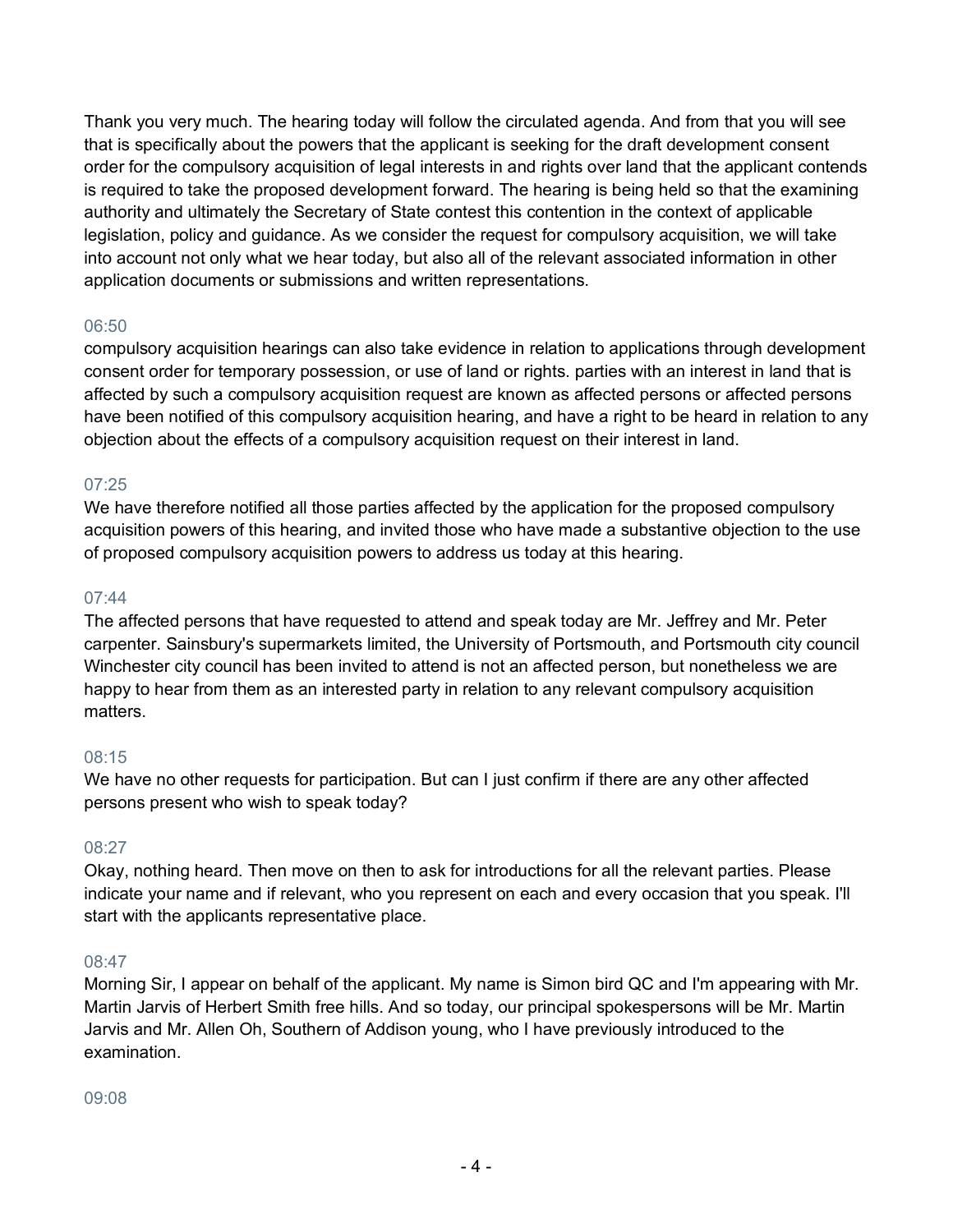Thank you very much. The hearing today will follow the circulated agenda. And from that you will see that is specifically about the powers that the applicant is seeking for the draft development consent order for the compulsory acquisition of legal interests in and rights over land that the applicant contends is required to take the proposed development forward. The hearing is being held so that the examining authority and ultimately the Secretary of State contest this contention in the context of applicable legislation, policy and guidance. As we consider the request for compulsory acquisition, we will take into account not only what we hear today, but also all of the relevant associated information in other application documents or submissions and written representations.

06:50

compulsory acquisition hearings can also take evidence in relation to applications through development consent order for temporary possession, or use of land or rights. parties with an interest in land that is affected by such a compulsory acquisition request are known as affected persons or affected persons have been notified of this compulsory acquisition hearing, and have a right to be heard in relation to any objection about the effects of a compulsory acquisition request on their interest in land.

07:25

We have therefore notified all those parties affected by the application for the proposed compulsory acquisition powers of this hearing, and invited those who have made a substantive objection to the use of proposed compulsory acquisition powers to address us today at this hearing.

07:44

The affected persons that have requested to attend and speak today are Mr. Jeffrey and Mr. Peter carpenter. Sainsbury's supermarkets limited, the University of Portsmouth, and Portsmouth city council Winchester city council has been invited to attend is not an affected person, but nonetheless we are happy to hear from them as an interested party in relation to any relevant compulsory acquisition matters.

08:15

We have no other requests for participation. But can I just confirm if there are any other affected persons present who wish to speak today?

08:27

Okay, nothing heard. Then move on then to ask for introductions for all the relevant parties. Please indicate your name and if relevant, who you represent on each and every occasion that you speak. I'll start with the applicants representative place.

08:47

Morning Sir, I appear on behalf of the applicant. My name is Simon bird QC and I'm appearing with Mr. Martin Jarvis of Herbert Smith free hills. And so today, our principal spokespersons will be Mr. Martin Jarvis and Mr. Allen Oh, Southern of Addison young, who I have previously introduced to the examination.

09:08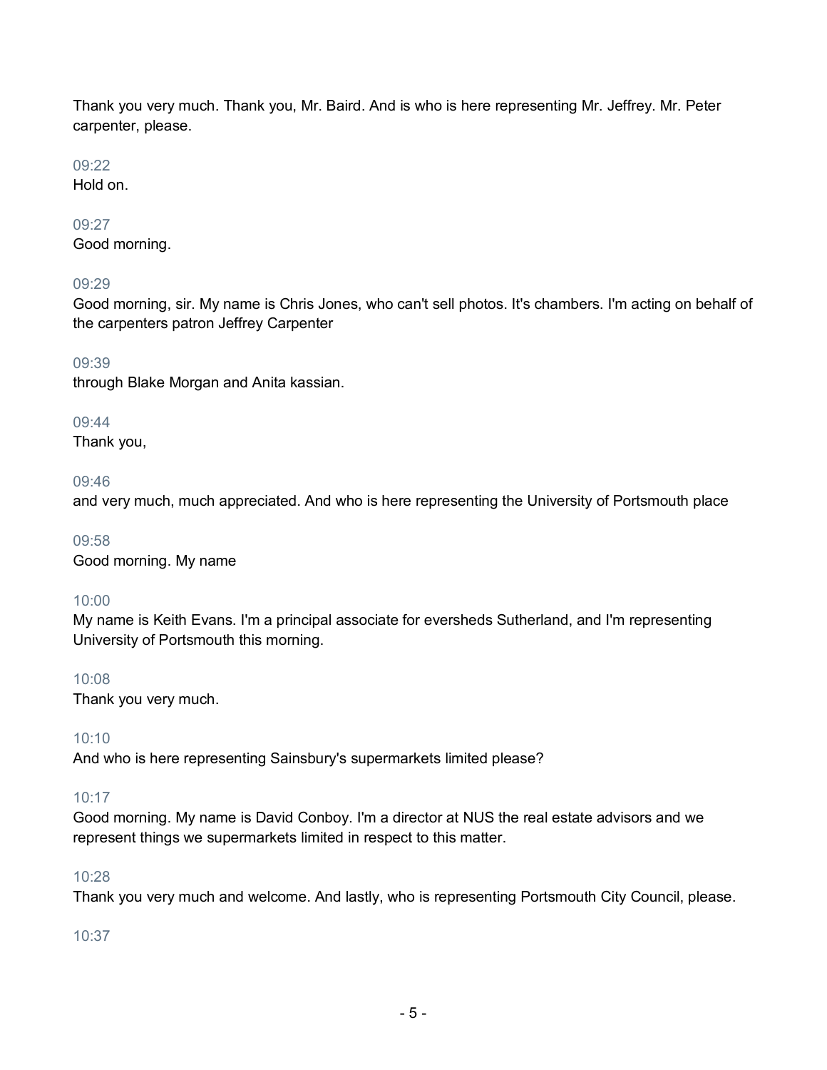Thank you very much. Thank you, Mr. Baird. And is who is here representing Mr. Jeffrey. Mr. Peter carpenter, please.

09:22
Hold on.

09:27
Good morning.

09:29
Good morning, sir. My name is Chris Jones, who can't sell photos. It's chambers. I'm acting on behalf of the carpenters patron Jeffrey Carpenter

09:39
through Blake Morgan and Anita kassian.

09:44
Thank you,

09:46
and very much, much appreciated. And who is here representing the University of Portsmouth place

09:58
Good morning. My name

10:00
My name is Keith Evans. I'm a principal associate for eversheds Sutherland, and I'm representing University of Portsmouth this morning.

10:08
Thank you very much.

10:10
And who is here representing Sainsbury's supermarkets limited please?

10:17
Good morning. My name is David Conboy. I'm a director at NUS the real estate advisors and we represent things we supermarkets limited in respect to this matter.

10:28
Thank you very much and welcome. And lastly, who is representing Portsmouth City Council, please.

10:37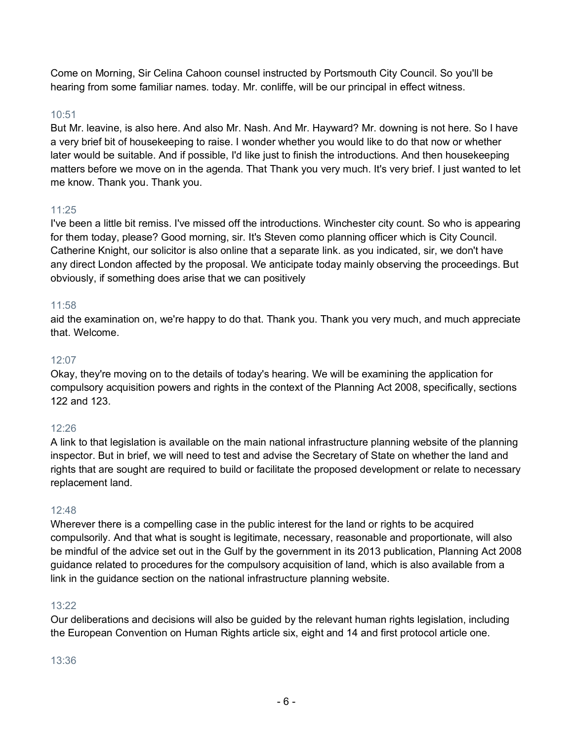Come on Morning, Sir Celina Cahoon counsel instructed by Portsmouth City Council. So you'll be hearing from some familiar names. today. Mr. conliffe, will be our principal in effect witness.

10:51

But Mr. leavine, is also here. And also Mr. Nash. And Mr. Hayward? Mr. downing is not here. So I have a very brief bit of housekeeping to raise. I wonder whether you would like to do that now or whether later would be suitable. And if possible, I'd like just to finish the introductions. And then housekeeping matters before we move on in the agenda. That Thank you very much. It's very brief. I just wanted to let me know. Thank you. Thank you.

11:25

I've been a little bit remiss. I've missed off the introductions. Winchester city count. So who is appearing for them today, please? Good morning, sir. It's Steven como planning officer which is City Council. Catherine Knight, our solicitor is also online that a separate link. as you indicated, sir, we don't have any direct London affected by the proposal. We anticipate today mainly observing the proceedings. But obviously, if something does arise that we can positively

11:58

aid the examination on, we're happy to do that. Thank you. Thank you very much, and much appreciate that. Welcome.

12:07

Okay, they're moving on to the details of today's hearing. We will be examining the application for compulsory acquisition powers and rights in the context of the Planning Act 2008, specifically, sections 122 and 123.

12:26

A link to that legislation is available on the main national infrastructure planning website of the planning inspector. But in brief, we will need to test and advise the Secretary of State on whether the land and rights that are sought are required to build or facilitate the proposed development or relate to necessary replacement land.

12:48

Wherever there is a compelling case in the public interest for the land or rights to be acquired compulsorily. And that what is sought is legitimate, necessary, reasonable and proportionate, will also be mindful of the advice set out in the Gulf by the government in its 2013 publication, Planning Act 2008 guidance related to procedures for the compulsory acquisition of land, which is also available from a link in the guidance section on the national infrastructure planning website.

13:22

Our deliberations and decisions will also be guided by the relevant human rights legislation, including the European Convention on Human Rights article six, eight and 14 and first protocol article one.

13:36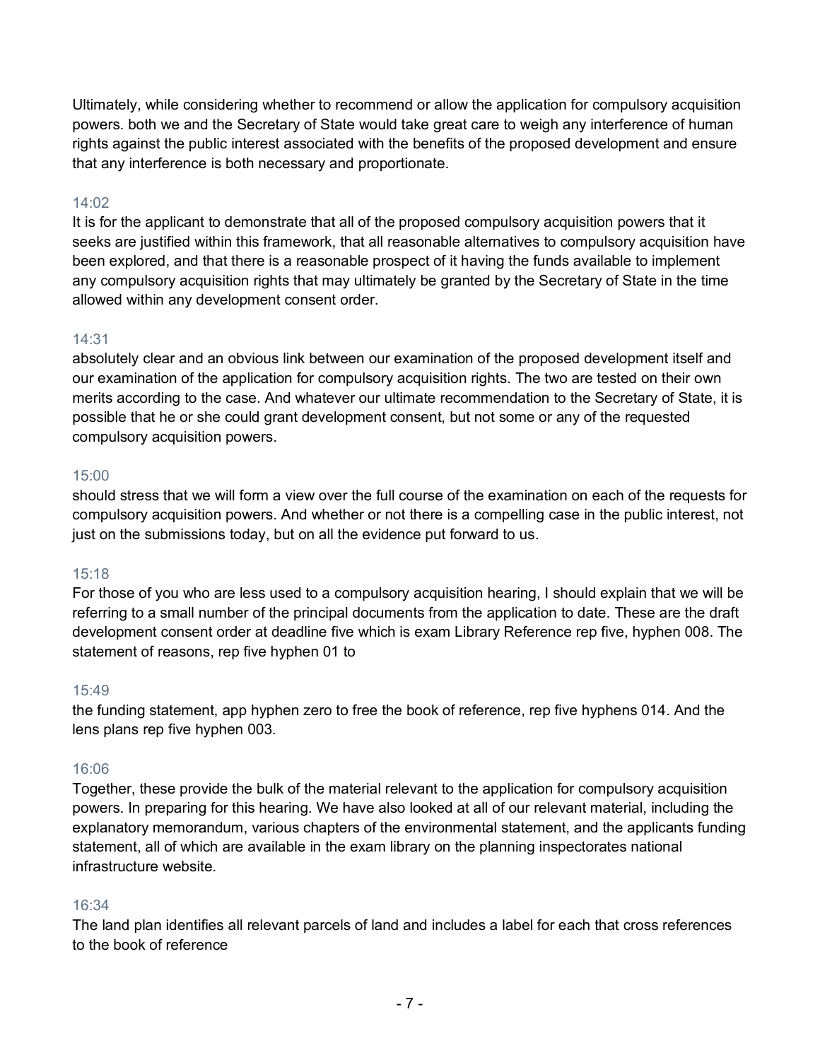Ultimately, while considering whether to recommend or allow the application for compulsory acquisition powers. both we and the Secretary of State would take great care to weigh any interference of human rights against the public interest associated with the benefits of the proposed development and ensure that any interference is both necessary and proportionate.

14:02

It is for the applicant to demonstrate that all of the proposed compulsory acquisition powers that it seeks are justified within this framework, that all reasonable alternatives to compulsory acquisition have been explored, and that there is a reasonable prospect of it having the funds available to implement any compulsory acquisition rights that may ultimately be granted by the Secretary of State in the time allowed within any development consent order.

14:31

absolutely clear and an obvious link between our examination of the proposed development itself and our examination of the application for compulsory acquisition rights. The two are tested on their own merits according to the case. And whatever our ultimate recommendation to the Secretary of State, it is possible that he or she could grant development consent, but not some or any of the requested compulsory acquisition powers.

15:00

should stress that we will form a view over the full course of the examination on each of the requests for compulsory acquisition powers. And whether or not there is a compelling case in the public interest, not just on the submissions today, but on all the evidence put forward to us.

15:18

For those of you who are less used to a compulsory acquisition hearing, I should explain that we will be referring to a small number of the principal documents from the application to date. These are the draft development consent order at deadline five which is exam Library Reference rep five, hyphen 008. The statement of reasons, rep five hyphen 01 to

15:49

the funding statement, app hyphen zero to free the book of reference, rep five hyphens 014. And the lens plans rep five hyphen 003.

16:06

Together, these provide the bulk of the material relevant to the application for compulsory acquisition powers. In preparing for this hearing. We have also looked at all of our relevant material, including the explanatory memorandum, various chapters of the environmental statement, and the applicants funding statement, all of which are available in the exam library on the planning inspectorates national infrastructure website.

16:34

The land plan identifies all relevant parcels of land and includes a label for each that cross references to the book of reference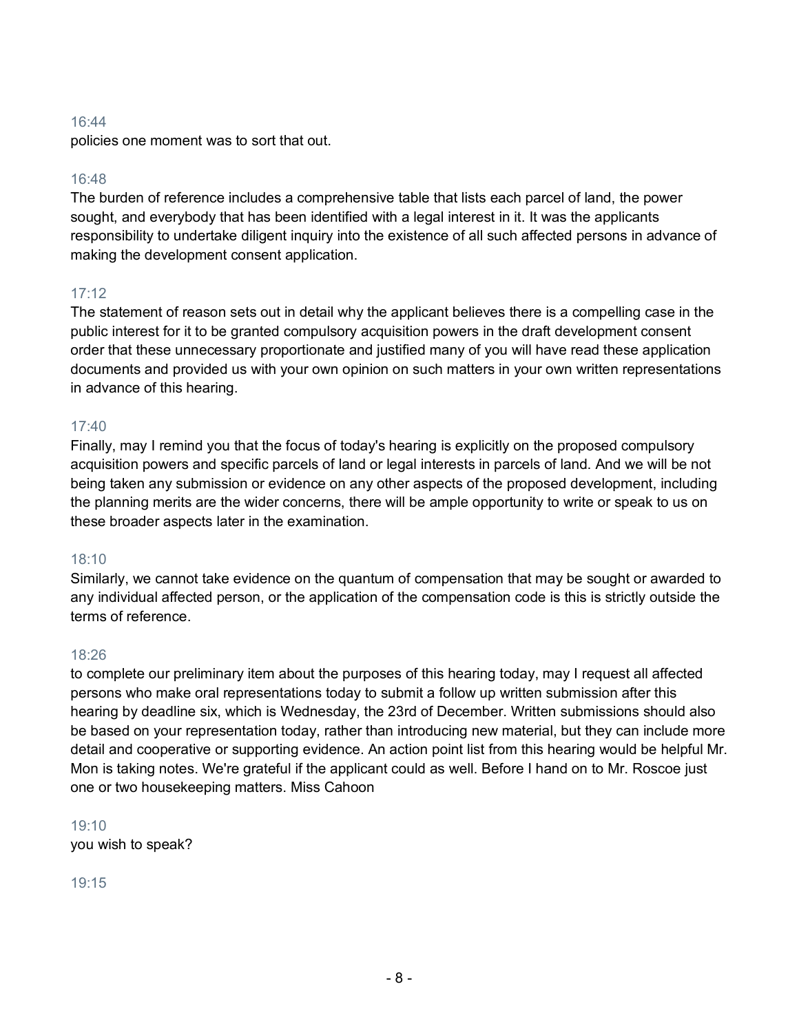16:44
policies one moment was to sort that out.

16:48
The burden of reference includes a comprehensive table that lists each parcel of land, the power sought, and everybody that has been identified with a legal interest in it. It was the applicants responsibility to undertake diligent inquiry into the existence of all such affected persons in advance of making the development consent application.

17:12
The statement of reason sets out in detail why the applicant believes there is a compelling case in the public interest for it to be granted compulsory acquisition powers in the draft development consent order that these unnecessary proportionate and justified many of you will have read these application documents and provided us with your own opinion on such matters in your own written representations in advance of this hearing.

17:40
Finally, may I remind you that the focus of today's hearing is explicitly on the proposed compulsory acquisition powers and specific parcels of land or legal interests in parcels of land. And we will be not being taken any submission or evidence on any other aspects of the proposed development, including the planning merits are the wider concerns, there will be ample opportunity to write or speak to us on these broader aspects later in the examination.

18:10
Similarly, we cannot take evidence on the quantum of compensation that may be sought or awarded to any individual affected person, or the application of the compensation code is this is strictly outside the terms of reference.

18:26
to complete our preliminary item about the purposes of this hearing today, may I request all affected persons who make oral representations today to submit a follow up written submission after this hearing by deadline six, which is Wednesday, the 23rd of December. Written submissions should also be based on your representation today, rather than introducing new material, but they can include more detail and cooperative or supporting evidence. An action point list from this hearing would be helpful Mr. Mon is taking notes. We're grateful if the applicant could as well. Before I hand on to Mr. Roscoe just one or two housekeeping matters. Miss Cahoon

19:10
you wish to speak?

19:15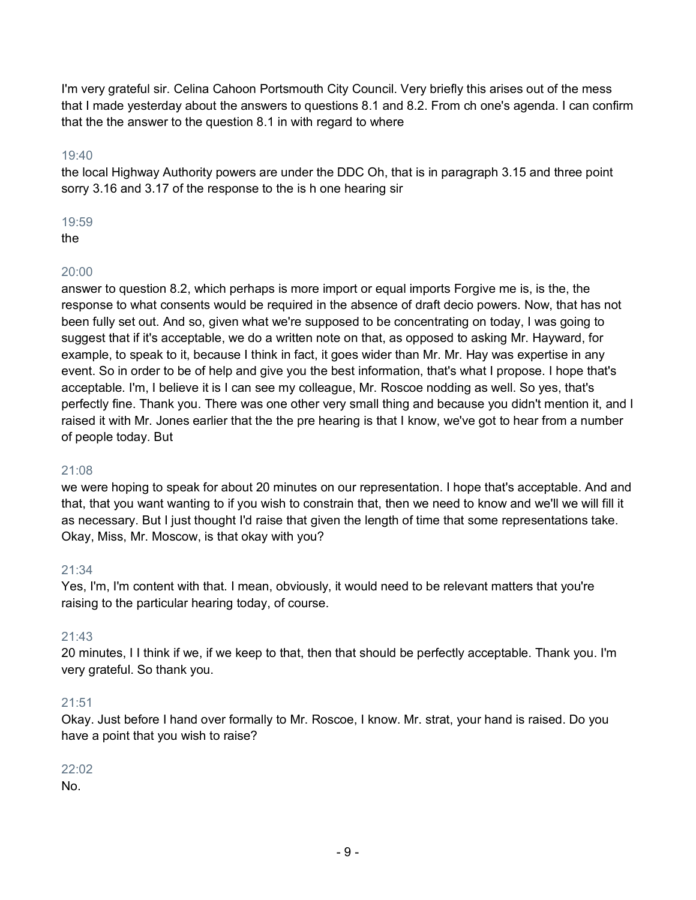I'm very grateful sir. Celina Cahoon Portsmouth City Council. Very briefly this arises out of the mess that I made yesterday about the answers to questions 8.1 and 8.2. From ch one's agenda. I can confirm that the the answer to the question 8.1 in with regard to where

19:40

the local Highway Authority powers are under the DDC Oh, that is in paragraph 3.15 and three point sorry 3.16 and 3.17 of the response to the is h one hearing sir

19:59

the

20:00

answer to question 8.2, which perhaps is more import or equal imports Forgive me is, is the, the response to what consents would be required in the absence of draft decio powers. Now, that has not been fully set out. And so, given what we're supposed to be concentrating on today, I was going to suggest that if it's acceptable, we do a written note on that, as opposed to asking Mr. Hayward, for example, to speak to it, because I think in fact, it goes wider than Mr. Mr. Hay was expertise in any event. So in order to be of help and give you the best information, that's what I propose. I hope that's acceptable. I'm, I believe it is I can see my colleague, Mr. Roscoe nodding as well. So yes, that's perfectly fine. Thank you. There was one other very small thing and because you didn't mention it, and I raised it with Mr. Jones earlier that the the pre hearing is that I know, we've got to hear from a number of people today. But

21:08

we were hoping to speak for about 20 minutes on our representation. I hope that's acceptable. And and that, that you want wanting to if you wish to constrain that, then we need to know and we'll we will fill it as necessary. But I just thought I'd raise that given the length of time that some representations take. Okay, Miss, Mr. Moscow, is that okay with you?

21:34

Yes, I'm, I'm content with that. I mean, obviously, it would need to be relevant matters that you're raising to the particular hearing today, of course.

21:43

20 minutes, I I think if we, if we keep to that, then that should be perfectly acceptable. Thank you. I'm very grateful. So thank you.

21:51

Okay. Just before I hand over formally to Mr. Roscoe, I know. Mr. strat, your hand is raised. Do you have a point that you wish to raise?

22:02

No.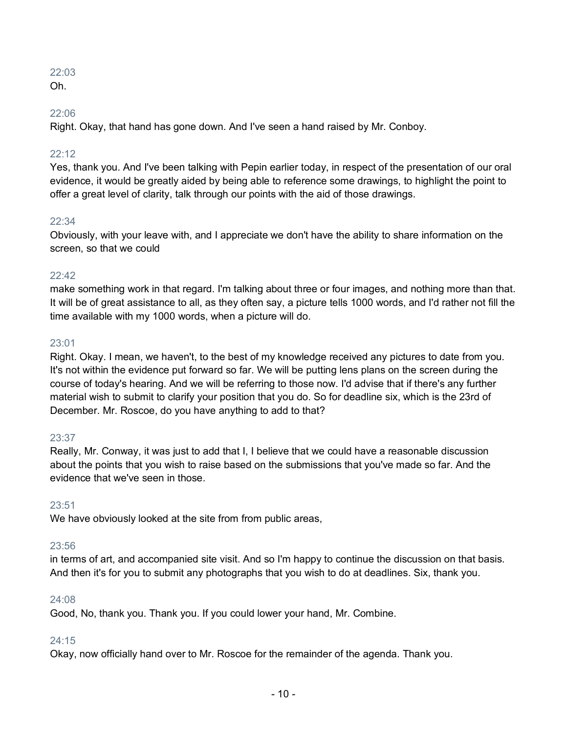22:03
Oh.

22:06
Right. Okay, that hand has gone down. And I've seen a hand raised by Mr. Conboy.

22:12
Yes, thank you. And I've been talking with Pepin earlier today, in respect of the presentation of our oral evidence, it would be greatly aided by being able to reference some drawings, to highlight the point to offer a great level of clarity, talk through our points with the aid of those drawings.

22:34
Obviously, with your leave with, and I appreciate we don't have the ability to share information on the screen, so that we could

22:42
make something work in that regard. I'm talking about three or four images, and nothing more than that. It will be of great assistance to all, as they often say, a picture tells 1000 words, and I'd rather not fill the time available with my 1000 words, when a picture will do.

23:01
Right. Okay. I mean, we haven't, to the best of my knowledge received any pictures to date from you. It's not within the evidence put forward so far. We will be putting lens plans on the screen during the course of today's hearing. And we will be referring to those now. I'd advise that if there's any further material wish to submit to clarify your position that you do. So for deadline six, which is the 23rd of December. Mr. Roscoe, do you have anything to add to that?

23:37
Really, Mr. Conway, it was just to add that I, I believe that we could have a reasonable discussion about the points that you wish to raise based on the submissions that you've made so far. And the evidence that we've seen in those.

23:51
We have obviously looked at the site from from public areas,

23:56
in terms of art, and accompanied site visit. And so I'm happy to continue the discussion on that basis. And then it's for you to submit any photographs that you wish to do at deadlines. Six, thank you.

24:08
Good, No, thank you. Thank you. If you could lower your hand, Mr. Combine.

24:15
Okay, now officially hand over to Mr. Roscoe for the remainder of the agenda. Thank you.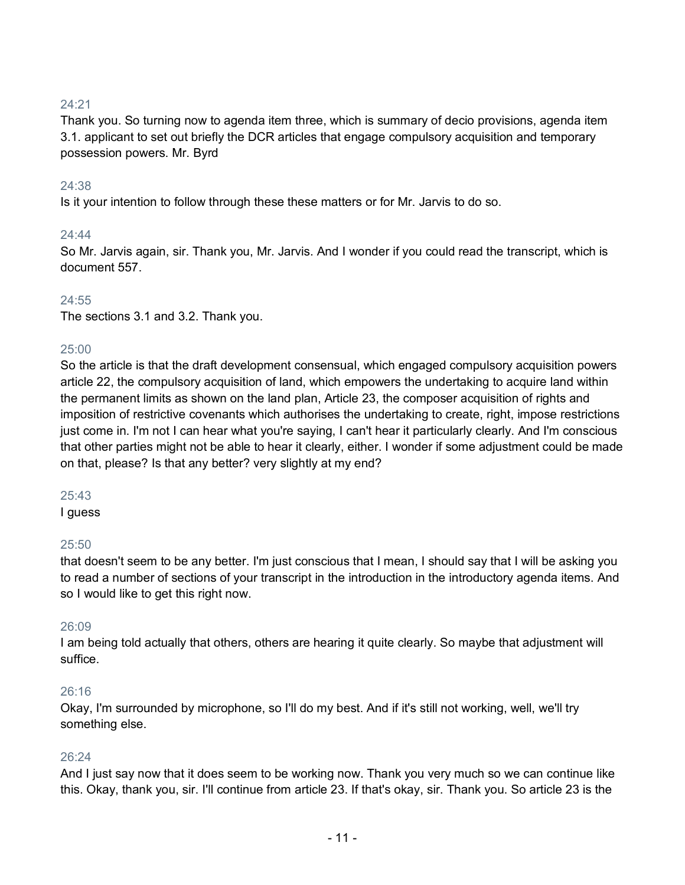24:21

Thank you. So turning now to agenda item three, which is summary of decio provisions, agenda item 3.1. applicant to set out briefly the DCR articles that engage compulsory acquisition and temporary possession powers. Mr. Byrd

24:38

Is it your intention to follow through these these matters or for Mr. Jarvis to do so.

24:44

So Mr. Jarvis again, sir. Thank you, Mr. Jarvis. And I wonder if you could read the transcript, which is document 557.

24:55

The sections 3.1 and 3.2. Thank you.

25:00

So the article is that the draft development consensual, which engaged compulsory acquisition powers article 22, the compulsory acquisition of land, which empowers the undertaking to acquire land within the permanent limits as shown on the land plan, Article 23, the composer acquisition of rights and imposition of restrictive covenants which authorises the undertaking to create, right, impose restrictions just come in. I'm not I can hear what you're saying, I can't hear it particularly clearly. And I'm conscious that other parties might not be able to hear it clearly, either. I wonder if some adjustment could be made on that, please? Is that any better? very slightly at my end?

25:43

I guess

25:50

that doesn't seem to be any better. I'm just conscious that I mean, I should say that I will be asking you to read a number of sections of your transcript in the introduction in the introductory agenda items. And so I would like to get this right now.

26:09

I am being told actually that others, others are hearing it quite clearly. So maybe that adjustment will suffice.

26:16

Okay, I'm surrounded by microphone, so I'll do my best. And if it's still not working, well, we'll try something else.

26:24

And I just say now that it does seem to be working now. Thank you very much so we can continue like this. Okay, thank you, sir. I'll continue from article 23. If that's okay, sir. Thank you. So article 23 is the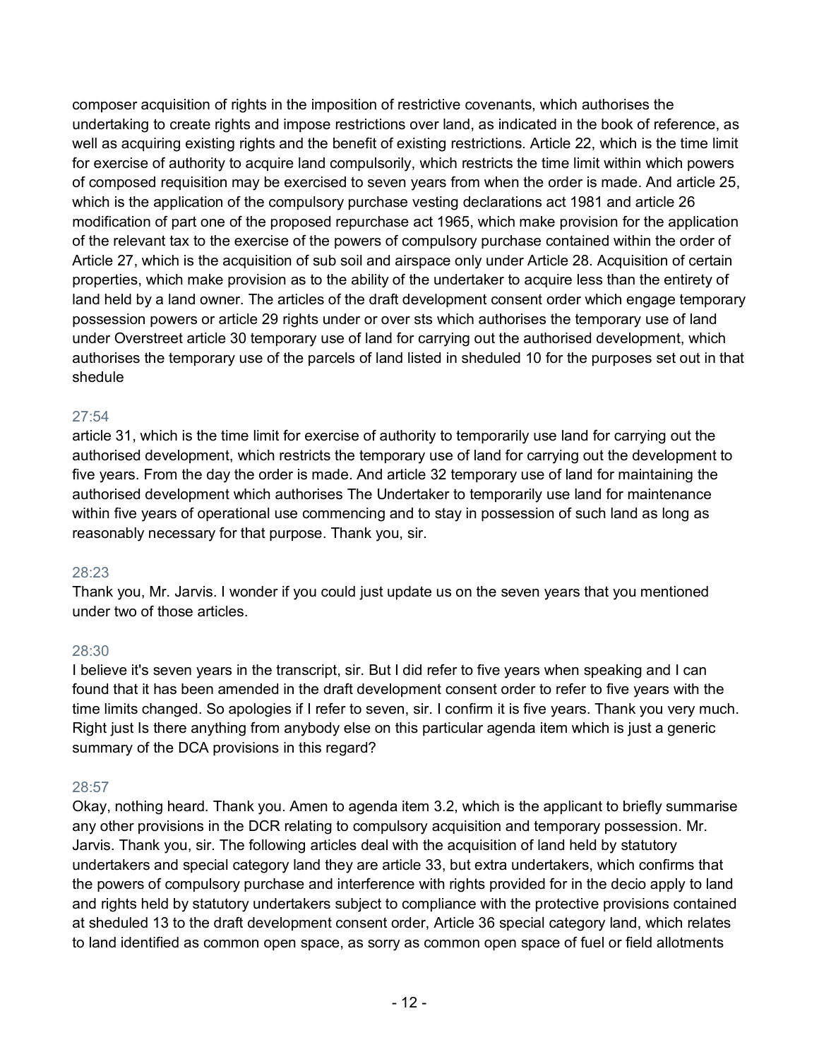composer acquisition of rights in the imposition of restrictive covenants, which authorises the undertaking to create rights and impose restrictions over land, as indicated in the book of reference, as well as acquiring existing rights and the benefit of existing restrictions. Article 22, which is the time limit for exercise of authority to acquire land compulsorily, which restricts the time limit within which powers of composed requisition may be exercised to seven years from when the order is made. And article 25, which is the application of the compulsory purchase vesting declarations act 1981 and article 26 modification of part one of the proposed repurchase act 1965, which make provision for the application of the relevant tax to the exercise of the powers of compulsory purchase contained within the order of Article 27, which is the acquisition of sub soil and airspace only under Article 28. Acquisition of certain properties, which make provision as to the ability of the undertaker to acquire less than the entirety of land held by a land owner. The articles of the draft development consent order which engage temporary possession powers or article 29 rights under or over sts which authorises the temporary use of land under Overstreet article 30 temporary use of land for carrying out the authorised development, which authorises the temporary use of the parcels of land listed in sheduled 10 for the purposes set out in that shedule

27:54

article 31, which is the time limit for exercise of authority to temporarily use land for carrying out the authorised development, which restricts the temporary use of land for carrying out the development to five years. From the day the order is made. And article 32 temporary use of land for maintaining the authorised development which authorises The Undertaker to temporarily use land for maintenance within five years of operational use commencing and to stay in possession of such land as long as reasonably necessary for that purpose. Thank you, sir.

28:23

Thank you, Mr. Jarvis. I wonder if you could just update us on the seven years that you mentioned under two of those articles.

28:30

I believe it's seven years in the transcript, sir. But I did refer to five years when speaking and I can found that it has been amended in the draft development consent order to refer to five years with the time limits changed. So apologies if I refer to seven, sir. I confirm it is five years. Thank you very much. Right just Is there anything from anybody else on this particular agenda item which is just a generic summary of the DCA provisions in this regard?

28:57

Okay, nothing heard. Thank you. Amen to agenda item 3.2, which is the applicant to briefly summarise any other provisions in the DCR relating to compulsory acquisition and temporary possession. Mr. Jarvis. Thank you, sir. The following articles deal with the acquisition of land held by statutory undertakers and special category land they are article 33, but extra undertakers, which confirms that the powers of compulsory purchase and interference with rights provided for in the decio apply to land and rights held by statutory undertakers subject to compliance with the protective provisions contained at sheduled 13 to the draft development consent order, Article 36 special category land, which relates to land identified as common open space, as sorry as common open space of fuel or field allotments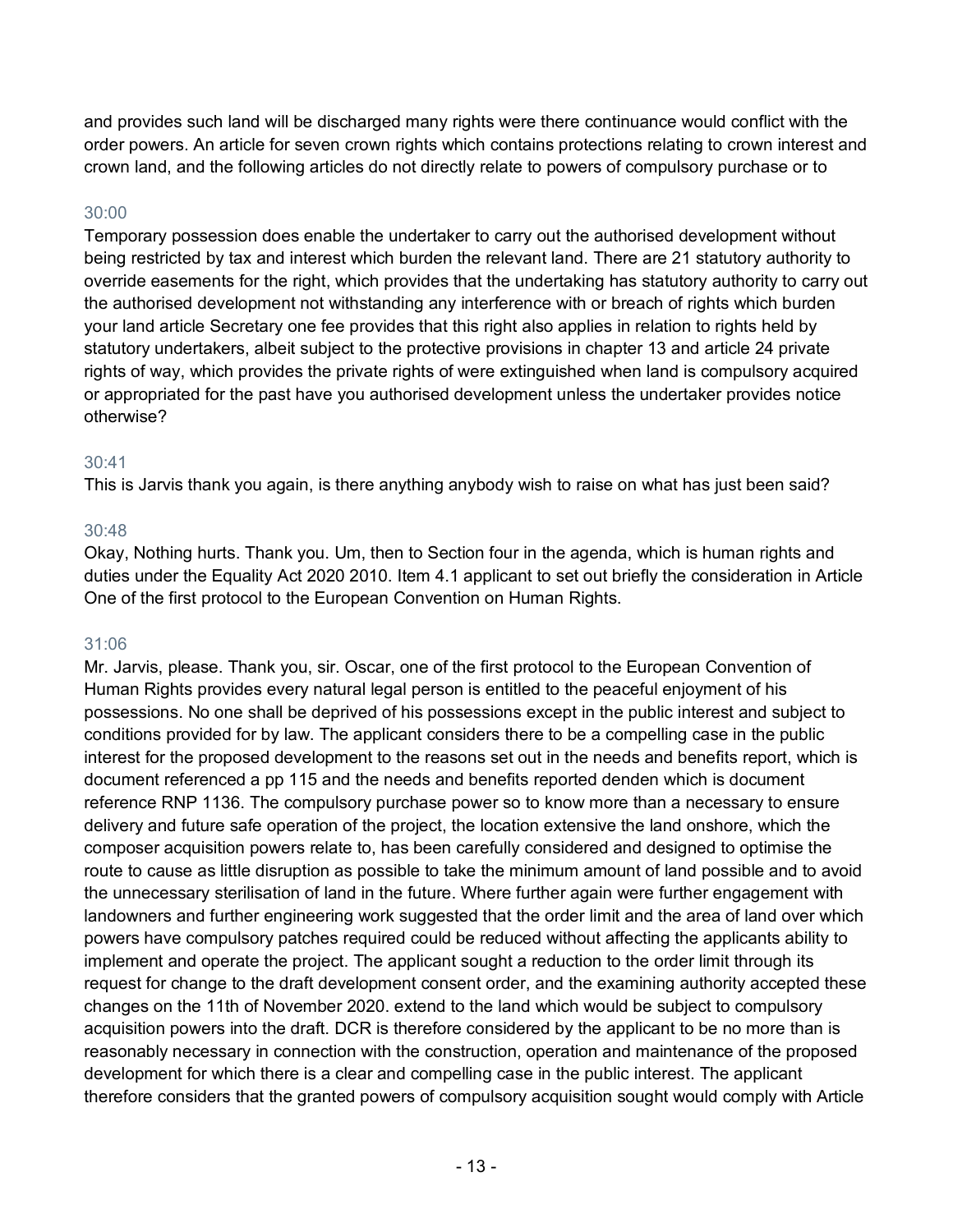and provides such land will be discharged many rights were there continuance would conflict with the order powers. An article for seven crown rights which contains protections relating to crown interest and crown land, and the following articles do not directly relate to powers of compulsory purchase or to

30:00
Temporary possession does enable the undertaker to carry out the authorised development without being restricted by tax and interest which burden the relevant land. There are 21 statutory authority to override easements for the right, which provides that the undertaking has statutory authority to carry out the authorised development not withstanding any interference with or breach of rights which burden your land article Secretary one fee provides that this right also applies in relation to rights held by statutory undertakers, albeit subject to the protective provisions in chapter 13 and article 24 private rights of way, which provides the private rights of were extinguished when land is compulsory acquired or appropriated for the past have you authorised development unless the undertaker provides notice otherwise?

30:41
This is Jarvis thank you again, is there anything anybody wish to raise on what has just been said?

30:48
Okay, Nothing hurts. Thank you. Um, then to Section four in the agenda, which is human rights and duties under the Equality Act 2020 2010. Item 4.1 applicant to set out briefly the consideration in Article One of the first protocol to the European Convention on Human Rights.

31:06
Mr. Jarvis, please. Thank you, sir. Oscar, one of the first protocol to the European Convention of Human Rights provides every natural legal person is entitled to the peaceful enjoyment of his possessions. No one shall be deprived of his possessions except in the public interest and subject to conditions provided for by law. The applicant considers there to be a compelling case in the public interest for the proposed development to the reasons set out in the needs and benefits report, which is document referenced a pp 115 and the needs and benefits reported denden which is document reference RNP 1136. The compulsory purchase power so to know more than a necessary to ensure delivery and future safe operation of the project, the location extensive the land onshore, which the composer acquisition powers relate to, has been carefully considered and designed to optimise the route to cause as little disruption as possible to take the minimum amount of land possible and to avoid the unnecessary sterilisation of land in the future. Where further again were further engagement with landowners and further engineering work suggested that the order limit and the area of land over which powers have compulsory patches required could be reduced without affecting the applicants ability to implement and operate the project. The applicant sought a reduction to the order limit through its request for change to the draft development consent order, and the examining authority accepted these changes on the 11th of November 2020. extend to the land which would be subject to compulsory acquisition powers into the draft. DCR is therefore considered by the applicant to be no more than is reasonably necessary in connection with the construction, operation and maintenance of the proposed development for which there is a clear and compelling case in the public interest. The applicant therefore considers that the granted powers of compulsory acquisition sought would comply with Article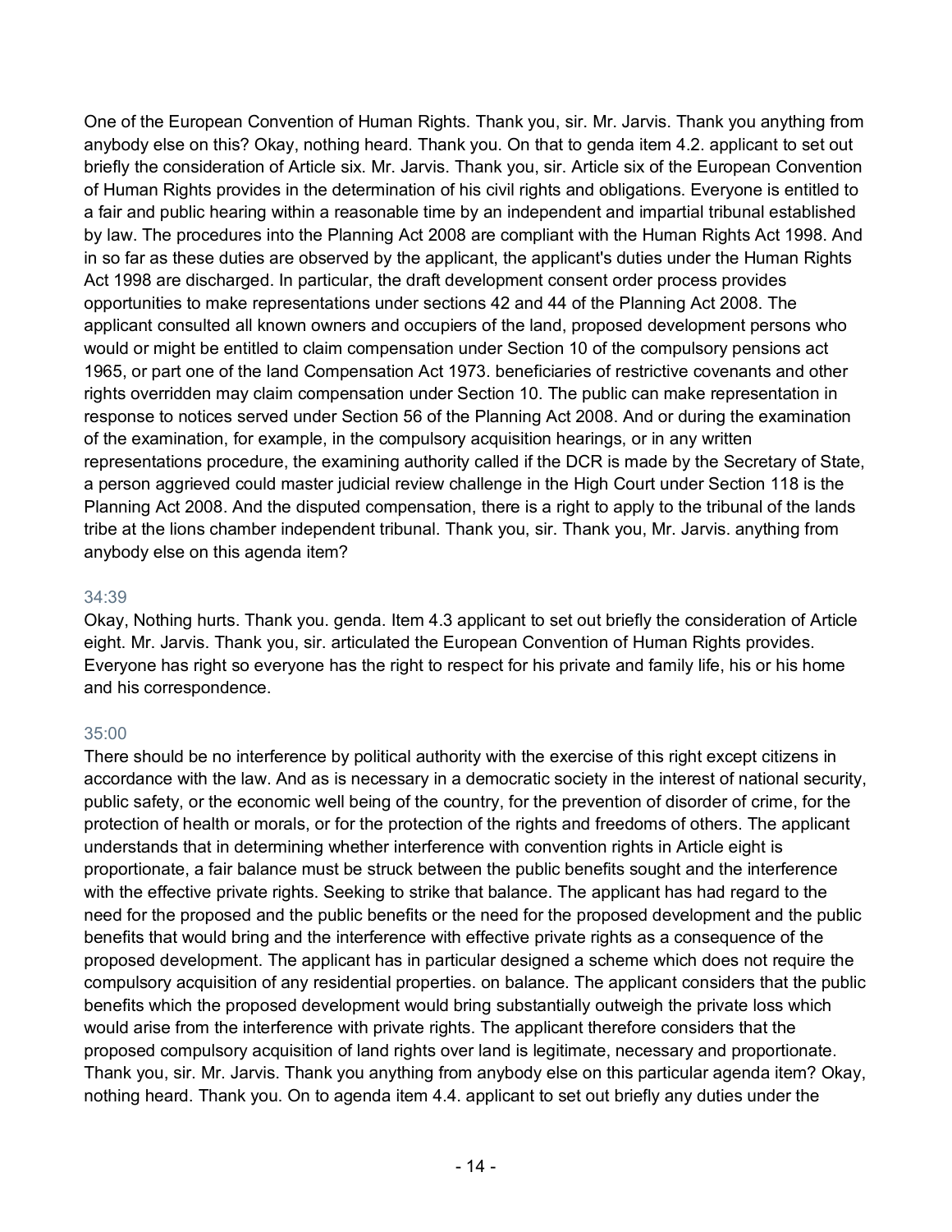One of the European Convention of Human Rights. Thank you, sir. Mr. Jarvis. Thank you anything from anybody else on this? Okay, nothing heard. Thank you. On that to genda item 4.2. applicant to set out briefly the consideration of Article six. Mr. Jarvis. Thank you, sir. Article six of the European Convention of Human Rights provides in the determination of his civil rights and obligations. Everyone is entitled to a fair and public hearing within a reasonable time by an independent and impartial tribunal established by law. The procedures into the Planning Act 2008 are compliant with the Human Rights Act 1998. And in so far as these duties are observed by the applicant, the applicant's duties under the Human Rights Act 1998 are discharged. In particular, the draft development consent order process provides opportunities to make representations under sections 42 and 44 of the Planning Act 2008. The applicant consulted all known owners and occupiers of the land, proposed development persons who would or might be entitled to claim compensation under Section 10 of the compulsory pensions act 1965, or part one of the land Compensation Act 1973. beneficiaries of restrictive covenants and other rights overridden may claim compensation under Section 10. The public can make representation in response to notices served under Section 56 of the Planning Act 2008. And or during the examination of the examination, for example, in the compulsory acquisition hearings, or in any written representations procedure, the examining authority called if the DCR is made by the Secretary of State, a person aggrieved could master judicial review challenge in the High Court under Section 118 is the Planning Act 2008. And the disputed compensation, there is a right to apply to the tribunal of the lands tribe at the lions chamber independent tribunal. Thank you, sir. Thank you, Mr. Jarvis. anything from anybody else on this agenda item?

34:39

Okay, Nothing hurts. Thank you. genda. Item 4.3 applicant to set out briefly the consideration of Article eight. Mr. Jarvis. Thank you, sir. articulated the European Convention of Human Rights provides. Everyone has right so everyone has the right to respect for his private and family life, his or his home and his correspondence.

35:00

There should be no interference by political authority with the exercise of this right except citizens in accordance with the law. And as is necessary in a democratic society in the interest of national security, public safety, or the economic well being of the country, for the prevention of disorder of crime, for the protection of health or morals, or for the protection of the rights and freedoms of others. The applicant understands that in determining whether interference with convention rights in Article eight is proportionate, a fair balance must be struck between the public benefits sought and the interference with the effective private rights. Seeking to strike that balance. The applicant has had regard to the need for the proposed and the public benefits or the need for the proposed development and the public benefits that would bring and the interference with effective private rights as a consequence of the proposed development. The applicant has in particular designed a scheme which does not require the compulsory acquisition of any residential properties. on balance. The applicant considers that the public benefits which the proposed development would bring substantially outweigh the private loss which would arise from the interference with private rights. The applicant therefore considers that the proposed compulsory acquisition of land rights over land is legitimate, necessary and proportionate. Thank you, sir. Mr. Jarvis. Thank you anything from anybody else on this particular agenda item? Okay, nothing heard. Thank you. On to agenda item 4.4. applicant to set out briefly any duties under the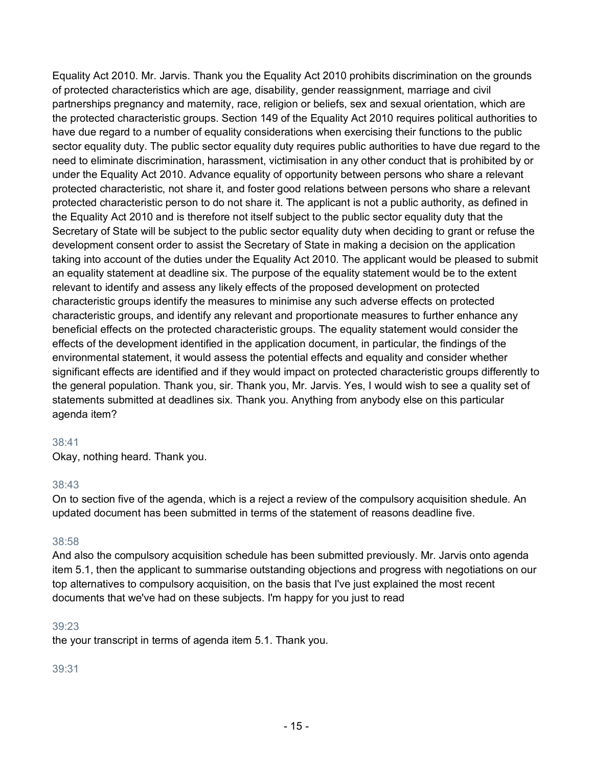Equality Act 2010. Mr. Jarvis. Thank you the Equality Act 2010 prohibits discrimination on the grounds of protected characteristics which are age, disability, gender reassignment, marriage and civil partnerships pregnancy and maternity, race, religion or beliefs, sex and sexual orientation, which are the protected characteristic groups. Section 149 of the Equality Act 2010 requires political authorities to have due regard to a number of equality considerations when exercising their functions to the public sector equality duty. The public sector equality duty requires public authorities to have due regard to the need to eliminate discrimination, harassment, victimisation in any other conduct that is prohibited by or under the Equality Act 2010. Advance equality of opportunity between persons who share a relevant protected characteristic, not share it, and foster good relations between persons who share a relevant protected characteristic person to do not share it. The applicant is not a public authority, as defined in the Equality Act 2010 and is therefore not itself subject to the public sector equality duty that the Secretary of State will be subject to the public sector equality duty when deciding to grant or refuse the development consent order to assist the Secretary of State in making a decision on the application taking into account of the duties under the Equality Act 2010. The applicant would be pleased to submit an equality statement at deadline six. The purpose of the equality statement would be to the extent relevant to identify and assess any likely effects of the proposed development on protected characteristic groups identify the measures to minimise any such adverse effects on protected characteristic groups, and identify any relevant and proportionate measures to further enhance any beneficial effects on the protected characteristic groups. The equality statement would consider the effects of the development identified in the application document, in particular, the findings of the environmental statement, it would assess the potential effects and equality and consider whether significant effects are identified and if they would impact on protected characteristic groups differently to the general population. Thank you, sir. Thank you, Mr. Jarvis. Yes, I would wish to see a quality set of statements submitted at deadlines six. Thank you. Anything from anybody else on this particular agenda item?

38:41

Okay, nothing heard. Thank you.

38:43

On to section five of the agenda, which is a reject a review of the compulsory acquisition shedule. An updated document has been submitted in terms of the statement of reasons deadline five.

38:58

And also the compulsory acquisition schedule has been submitted previously. Mr. Jarvis onto agenda item 5.1, then the applicant to summarise outstanding objections and progress with negotiations on our top alternatives to compulsory acquisition, on the basis that I've just explained the most recent documents that we've had on these subjects. I'm happy for you just to read

39:23

the your transcript in terms of agenda item 5.1. Thank you.

39:31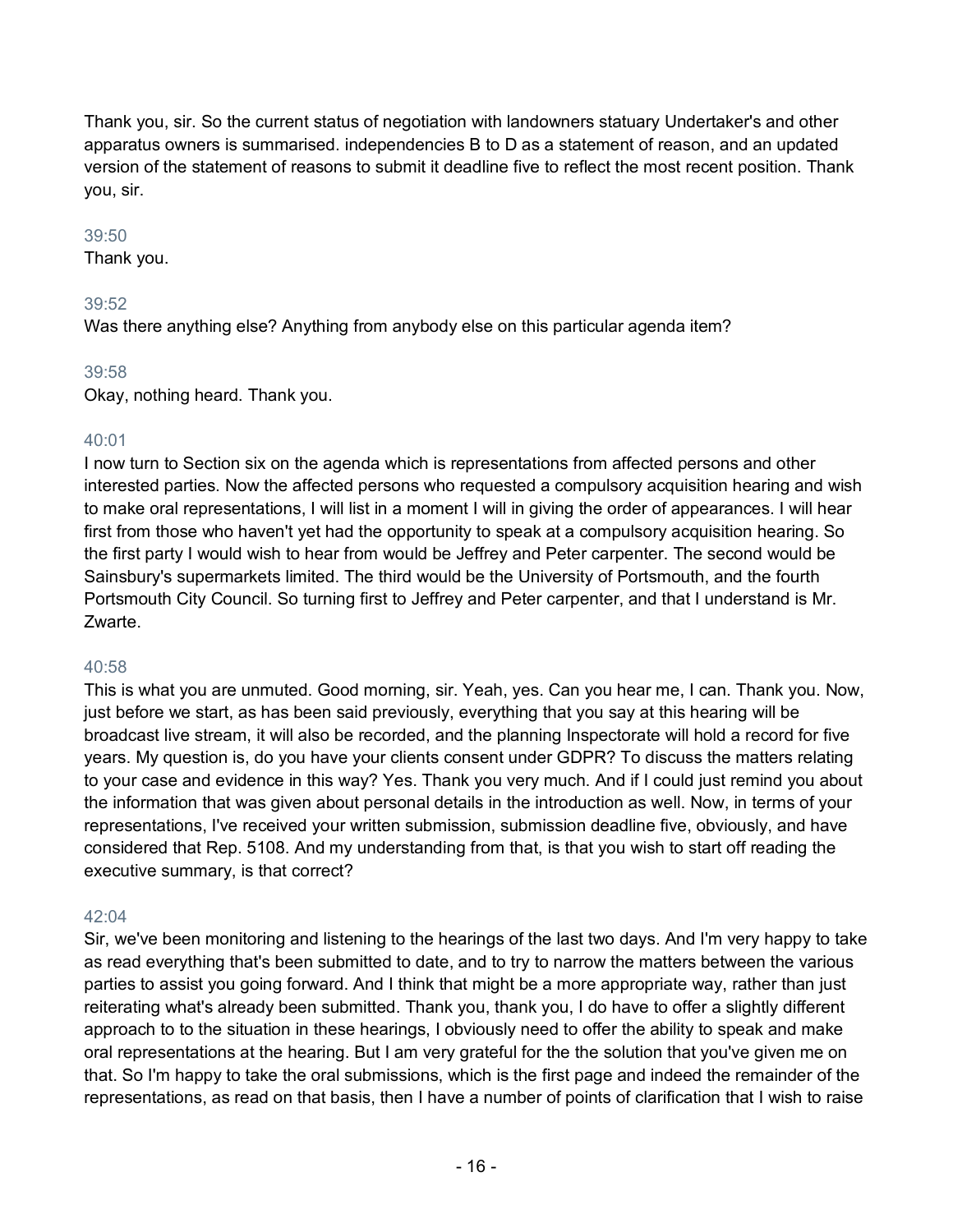Thank you, sir. So the current status of negotiation with landowners statuary Undertaker's and other apparatus owners is summarised. independencies B to D as a statement of reason, and an updated version of the statement of reasons to submit it deadline five to reflect the most recent position. Thank you, sir.

39:50

Thank you.

39:52

Was there anything else? Anything from anybody else on this particular agenda item?

39:58

Okay, nothing heard. Thank you.

40:01

I now turn to Section six on the agenda which is representations from affected persons and other interested parties. Now the affected persons who requested a compulsory acquisition hearing and wish to make oral representations, I will list in a moment I will in giving the order of appearances. I will hear first from those who haven't yet had the opportunity to speak at a compulsory acquisition hearing. So the first party I would wish to hear from would be Jeffrey and Peter carpenter. The second would be Sainsbury's supermarkets limited. The third would be the University of Portsmouth, and the fourth Portsmouth City Council. So turning first to Jeffrey and Peter carpenter, and that I understand is Mr. Zwarte.

40:58

This is what you are unmuted. Good morning, sir. Yeah, yes. Can you hear me, I can. Thank you. Now, just before we start, as has been said previously, everything that you say at this hearing will be broadcast live stream, it will also be recorded, and the planning Inspectorate will hold a record for five years. My question is, do you have your clients consent under GDPR? To discuss the matters relating to your case and evidence in this way? Yes. Thank you very much. And if I could just remind you about the information that was given about personal details in the introduction as well. Now, in terms of your representations, I've received your written submission, submission deadline five, obviously, and have considered that Rep. 5108. And my understanding from that, is that you wish to start off reading the executive summary, is that correct?

42:04

Sir, we've been monitoring and listening to the hearings of the last two days. And I'm very happy to take as read everything that's been submitted to date, and to try to narrow the matters between the various parties to assist you going forward. And I think that might be a more appropriate way, rather than just reiterating what's already been submitted. Thank you, thank you, I do have to offer a slightly different approach to to the situation in these hearings, I obviously need to offer the ability to speak and make oral representations at the hearing. But I am very grateful for the the solution that you've given me on that. So I'm happy to take the oral submissions, which is the first page and indeed the remainder of the representations, as read on that basis, then I have a number of points of clarification that I wish to raise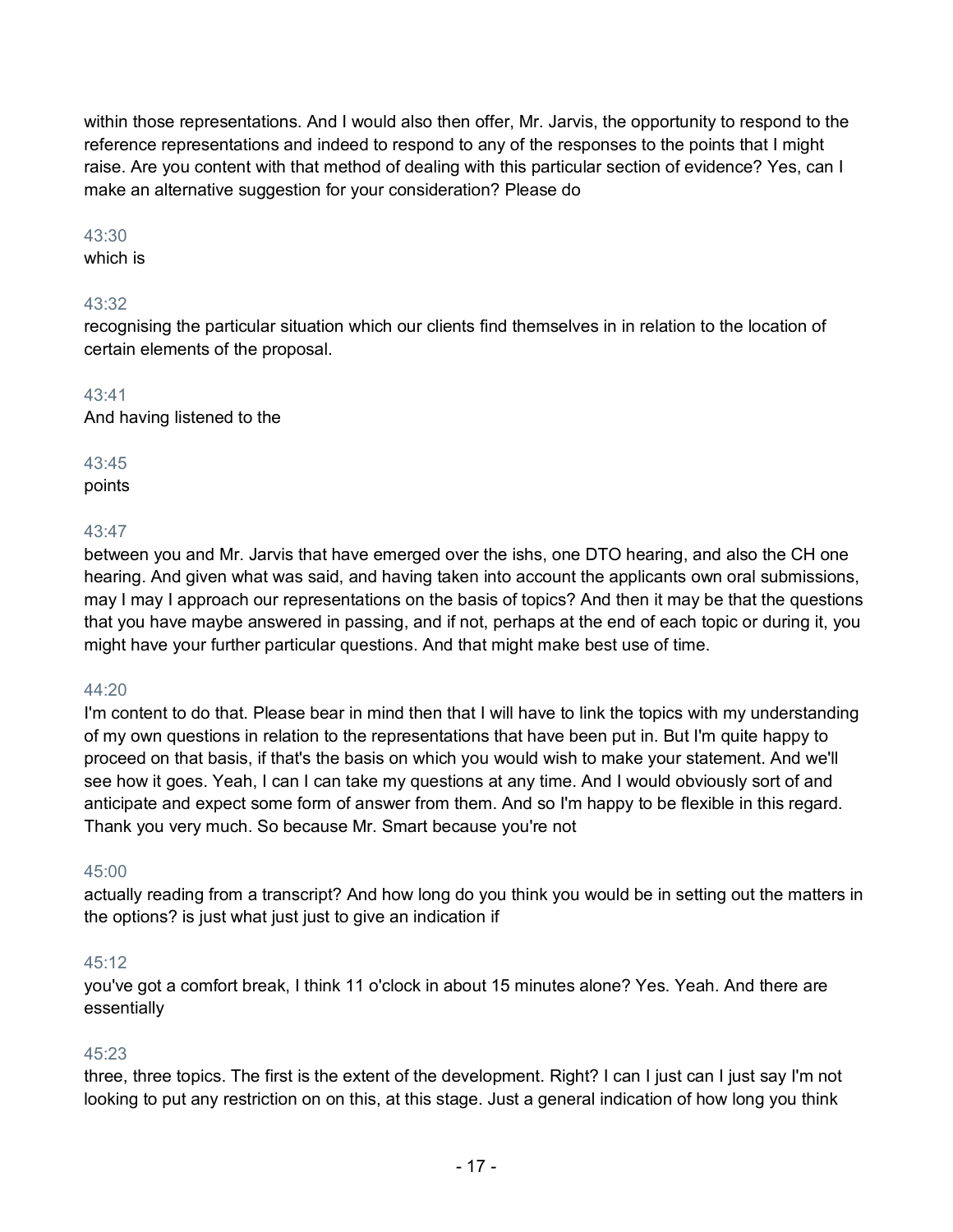within those representations. And I would also then offer, Mr. Jarvis, the opportunity to respond to the reference representations and indeed to respond to any of the responses to the points that I might raise. Are you content with that method of dealing with this particular section of evidence? Yes, can I make an alternative suggestion for your consideration? Please do

43:30
which is

43:32
recognising the particular situation which our clients find themselves in in relation to the location of certain elements of the proposal.

43:41
And having listened to the

43:45
points

43:47
between you and Mr. Jarvis that have emerged over the ishs, one DTO hearing, and also the CH one hearing. And given what was said, and having taken into account the applicants own oral submissions, may I may I approach our representations on the basis of topics? And then it may be that the questions that you have maybe answered in passing, and if not, perhaps at the end of each topic or during it, you might have your further particular questions. And that might make best use of time.

44:20
I'm content to do that. Please bear in mind then that I will have to link the topics with my understanding of my own questions in relation to the representations that have been put in. But I'm quite happy to proceed on that basis, if that's the basis on which you would wish to make your statement. And we'll see how it goes. Yeah, I can I can take my questions at any time. And I would obviously sort of and anticipate and expect some form of answer from them. And so I'm happy to be flexible in this regard. Thank you very much. So because Mr. Smart because you're not

45:00
actually reading from a transcript? And how long do you think you would be in setting out the matters in the options? is just what just just to give an indication if

45:12
you've got a comfort break, I think 11 o'clock in about 15 minutes alone? Yes. Yeah. And there are essentially

45:23
three, three topics. The first is the extent of the development. Right? I can I just can I just say I'm not looking to put any restriction on on this, at this stage. Just a general indication of how long you think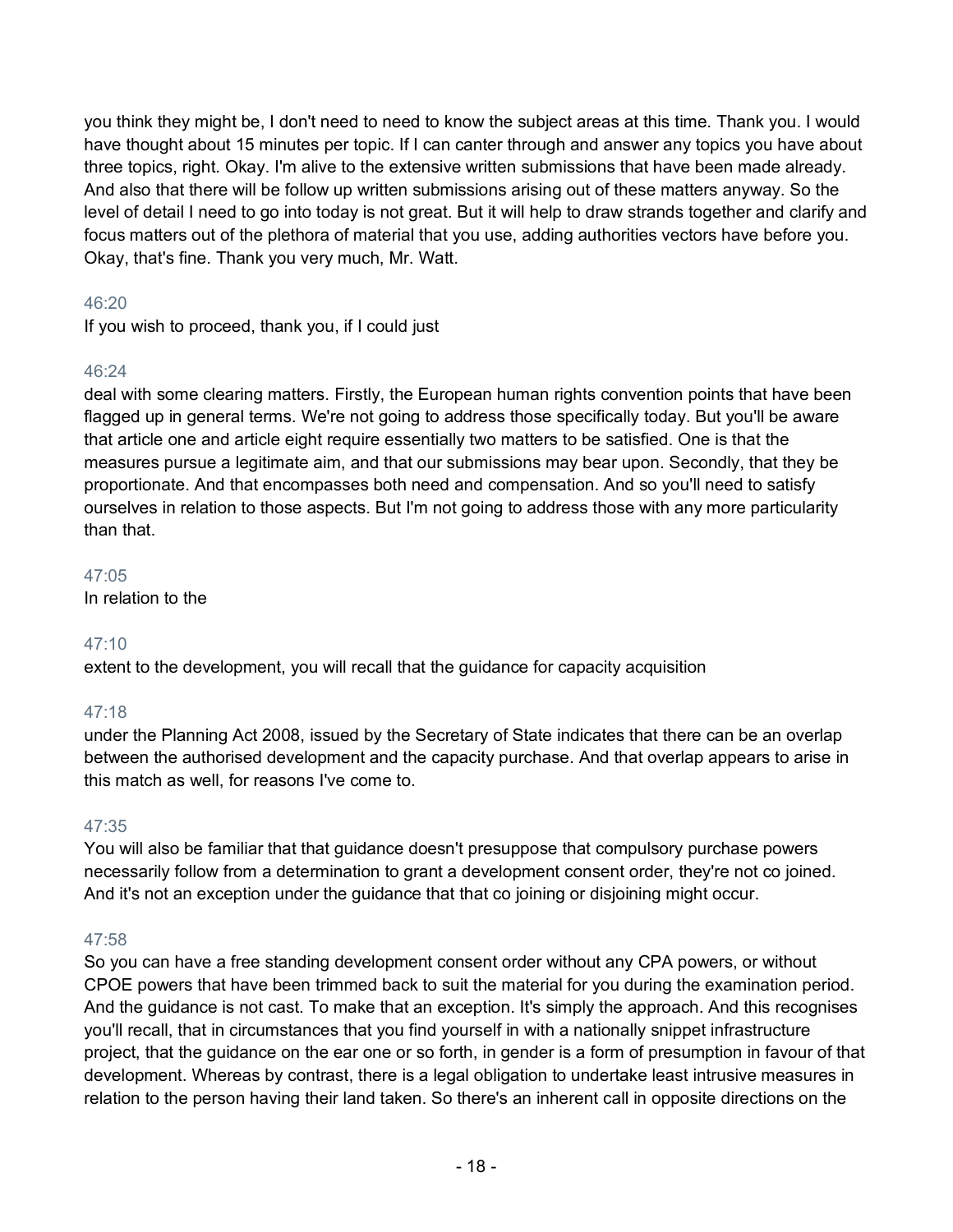you think they might be, I don't need to need to know the subject areas at this time. Thank you. I would have thought about 15 minutes per topic. If I can canter through and answer any topics you have about three topics, right. Okay. I'm alive to the extensive written submissions that have been made already. And also that there will be follow up written submissions arising out of these matters anyway. So the level of detail I need to go into today is not great. But it will help to draw strands together and clarify and focus matters out of the plethora of material that you use, adding authorities vectors have before you. Okay, that's fine. Thank you very much, Mr. Watt.

46:20
If you wish to proceed, thank you, if I could just

46:24
deal with some clearing matters. Firstly, the European human rights convention points that have been flagged up in general terms. We're not going to address those specifically today. But you'll be aware that article one and article eight require essentially two matters to be satisfied. One is that the measures pursue a legitimate aim, and that our submissions may bear upon. Secondly, that they be proportionate. And that encompasses both need and compensation. And so you'll need to satisfy ourselves in relation to those aspects. But I'm not going to address those with any more particularity than that.

47:05
In relation to the

47:10
extent to the development, you will recall that the guidance for capacity acquisition

47:18
under the Planning Act 2008, issued by the Secretary of State indicates that there can be an overlap between the authorised development and the capacity purchase. And that overlap appears to arise in this match as well, for reasons I've come to.

47:35
You will also be familiar that that guidance doesn't presuppose that compulsory purchase powers necessarily follow from a determination to grant a development consent order, they're not co joined. And it's not an exception under the guidance that that co joining or disjoining might occur.

47:58
So you can have a free standing development consent order without any CPA powers, or without CPOE powers that have been trimmed back to suit the material for you during the examination period. And the guidance is not cast. To make that an exception. It's simply the approach. And this recognises you'll recall, that in circumstances that you find yourself in with a nationally snippet infrastructure project, that the guidance on the ear one or so forth, in gender is a form of presumption in favour of that development. Whereas by contrast, there is a legal obligation to undertake least intrusive measures in relation to the person having their land taken. So there's an inherent call in opposite directions on the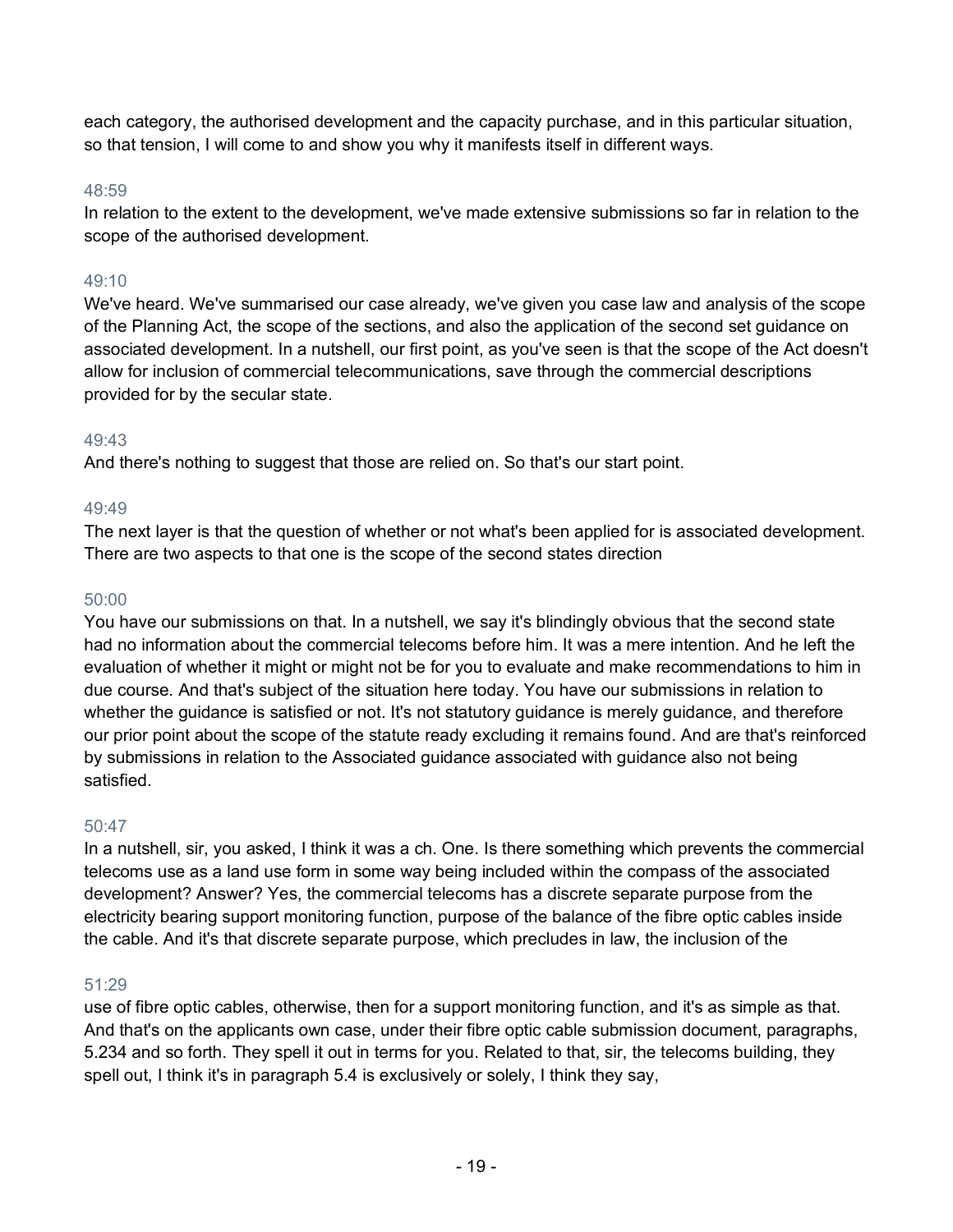each category, the authorised development and the capacity purchase, and in this particular situation, so that tension, I will come to and show you why it manifests itself in different ways.

48:59

In relation to the extent to the development, we've made extensive submissions so far in relation to the scope of the authorised development.

49:10

We've heard. We've summarised our case already, we've given you case law and analysis of the scope of the Planning Act, the scope of the sections, and also the application of the second set guidance on associated development. In a nutshell, our first point, as you've seen is that the scope of the Act doesn't allow for inclusion of commercial telecommunications, save through the commercial descriptions provided for by the secular state.

49:43

And there's nothing to suggest that those are relied on. So that's our start point.

49:49

The next layer is that the question of whether or not what's been applied for is associated development. There are two aspects to that one is the scope of the second states direction

50:00

You have our submissions on that. In a nutshell, we say it's blindingly obvious that the second state had no information about the commercial telecoms before him. It was a mere intention. And he left the evaluation of whether it might or might not be for you to evaluate and make recommendations to him in due course. And that's subject of the situation here today. You have our submissions in relation to whether the guidance is satisfied or not. It's not statutory guidance is merely guidance, and therefore our prior point about the scope of the statute ready excluding it remains found. And are that's reinforced by submissions in relation to the Associated guidance associated with guidance also not being satisfied.

50:47

In a nutshell, sir, you asked, I think it was a ch. One. Is there something which prevents the commercial telecoms use as a land use form in some way being included within the compass of the associated development? Answer? Yes, the commercial telecoms has a discrete separate purpose from the electricity bearing support monitoring function, purpose of the balance of the fibre optic cables inside the cable. And it's that discrete separate purpose, which precludes in law, the inclusion of the

51:29

use of fibre optic cables, otherwise, then for a support monitoring function, and it's as simple as that. And that's on the applicants own case, under their fibre optic cable submission document, paragraphs, 5.234 and so forth. They spell it out in terms for you. Related to that, sir, the telecoms building, they spell out, I think it's in paragraph 5.4 is exclusively or solely, I think they say,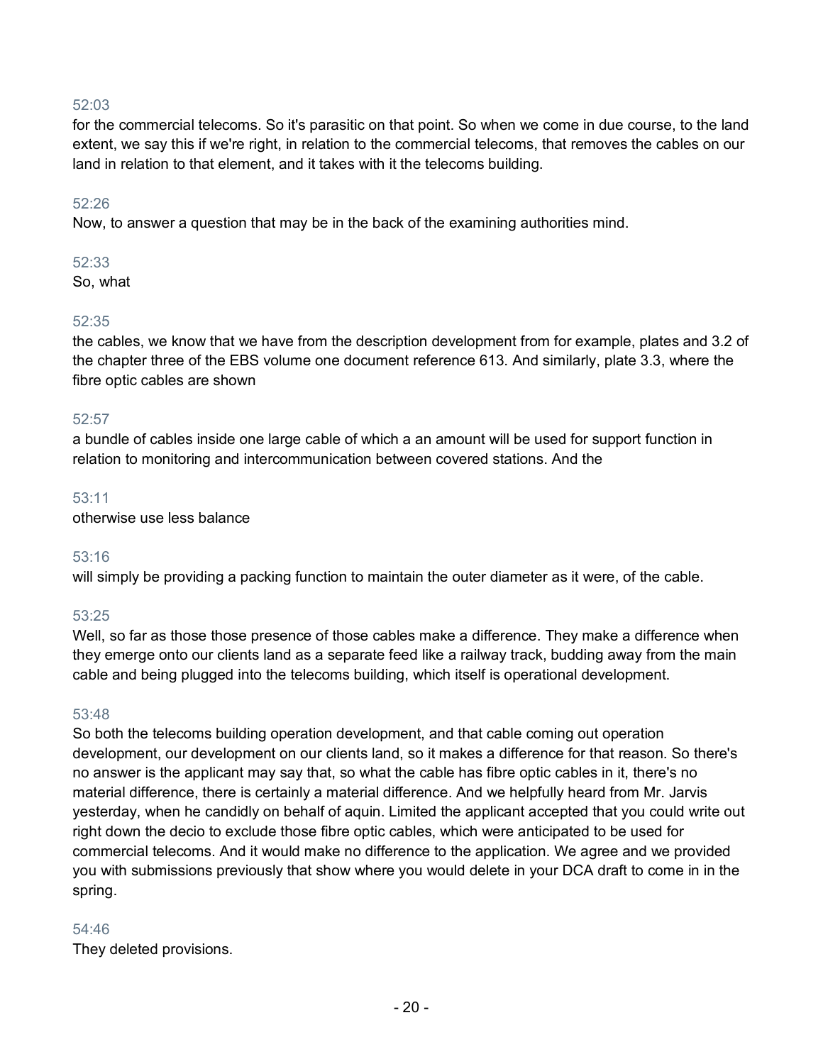52:03

for the commercial telecoms. So it's parasitic on that point. So when we come in due course, to the land extent, we say this if we're right, in relation to the commercial telecoms, that removes the cables on our land in relation to that element, and it takes with it the telecoms building.

52:26

Now, to answer a question that may be in the back of the examining authorities mind.

52:33

So, what

52:35

the cables, we know that we have from the description development from for example, plates and 3.2 of the chapter three of the EBS volume one document reference 613. And similarly, plate 3.3, where the fibre optic cables are shown

52:57

a bundle of cables inside one large cable of which a an amount will be used for support function in relation to monitoring and intercommunication between covered stations. And the

53:11

otherwise use less balance

53:16

will simply be providing a packing function to maintain the outer diameter as it were, of the cable.

53:25

Well, so far as those those presence of those cables make a difference. They make a difference when they emerge onto our clients land as a separate feed like a railway track, budding away from the main cable and being plugged into the telecoms building, which itself is operational development.

53:48

So both the telecoms building operation development, and that cable coming out operation development, our development on our clients land, so it makes a difference for that reason. So there's no answer is the applicant may say that, so what the cable has fibre optic cables in it, there's no material difference, there is certainly a material difference. And we helpfully heard from Mr. Jarvis yesterday, when he candidly on behalf of aquin. Limited the applicant accepted that you could write out right down the decio to exclude those fibre optic cables, which were anticipated to be used for commercial telecoms. And it would make no difference to the application. We agree and we provided you with submissions previously that show where you would delete in your DCA draft to come in in the spring.

54:46

They deleted provisions.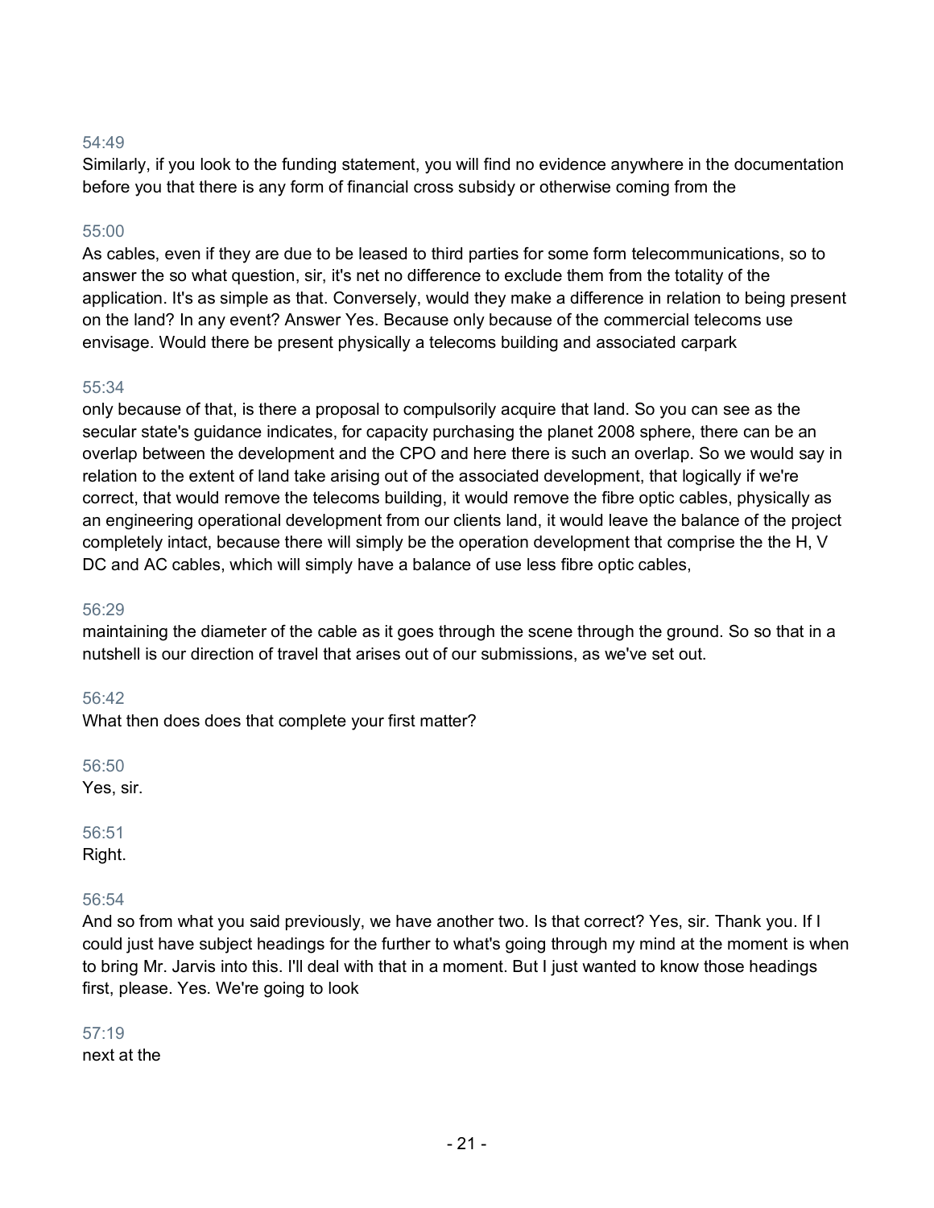54:49
Similarly, if you look to the funding statement, you will find no evidence anywhere in the documentation before you that there is any form of financial cross subsidy or otherwise coming from the

55:00
As cables, even if they are due to be leased to third parties for some form telecommunications, so to answer the so what question, sir, it's net no difference to exclude them from the totality of the application. It's as simple as that. Conversely, would they make a difference in relation to being present on the land? In any event? Answer Yes. Because only because of the commercial telecoms use envisage. Would there be present physically a telecoms building and associated carpark

55:34
only because of that, is there a proposal to compulsorily acquire that land. So you can see as the secular state's guidance indicates, for capacity purchasing the planet 2008 sphere, there can be an overlap between the development and the CPO and here there is such an overlap. So we would say in relation to the extent of land take arising out of the associated development, that logically if we're correct, that would remove the telecoms building, it would remove the fibre optic cables, physically as an engineering operational development from our clients land, it would leave the balance of the project completely intact, because there will simply be the operation development that comprise the the H, V DC and AC cables, which will simply have a balance of use less fibre optic cables,

56:29
maintaining the diameter of the cable as it goes through the scene through the ground. So so that in a nutshell is our direction of travel that arises out of our submissions, as we've set out.

56:42
What then does does that complete your first matter?

56:50
Yes, sir.

56:51
Right.

56:54
And so from what you said previously, we have another two. Is that correct? Yes, sir. Thank you. If I could just have subject headings for the further to what's going through my mind at the moment is when to bring Mr. Jarvis into this. I'll deal with that in a moment. But I just wanted to know those headings first, please. Yes. We're going to look

57:19
next at the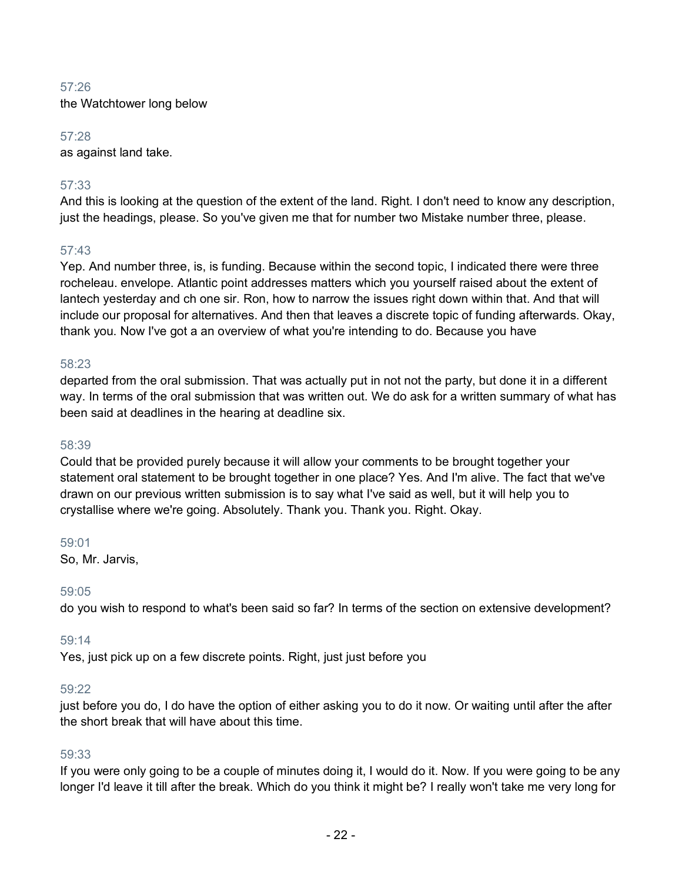57:26
the Watchtower long below

57:28
as against land take.

57:33
And this is looking at the question of the extent of the land. Right. I don't need to know any description, just the headings, please. So you've given me that for number two Mistake number three, please.

57:43
Yep. And number three, is, is funding. Because within the second topic, I indicated there were three rocheleau. envelope. Atlantic point addresses matters which you yourself raised about the extent of lantech yesterday and ch one sir. Ron, how to narrow the issues right down within that. And that will include our proposal for alternatives. And then that leaves a discrete topic of funding afterwards. Okay, thank you. Now I've got a an overview of what you're intending to do. Because you have

58:23
departed from the oral submission. That was actually put in not not the party, but done it in a different way. In terms of the oral submission that was written out. We do ask for a written summary of what has been said at deadlines in the hearing at deadline six.

58:39
Could that be provided purely because it will allow your comments to be brought together your statement oral statement to be brought together in one place? Yes. And I'm alive. The fact that we've drawn on our previous written submission is to say what I've said as well, but it will help you to crystallise where we're going. Absolutely. Thank you. Thank you. Right. Okay.

59:01
So, Mr. Jarvis,

59:05
do you wish to respond to what's been said so far? In terms of the section on extensive development?

59:14
Yes, just pick up on a few discrete points. Right, just just before you

59:22
just before you do, I do have the option of either asking you to do it now. Or waiting until after the after the short break that will have about this time.

59:33
If you were only going to be a couple of minutes doing it, I would do it. Now. If you were going to be any longer I'd leave it till after the break. Which do you think it might be? I really won't take me very long for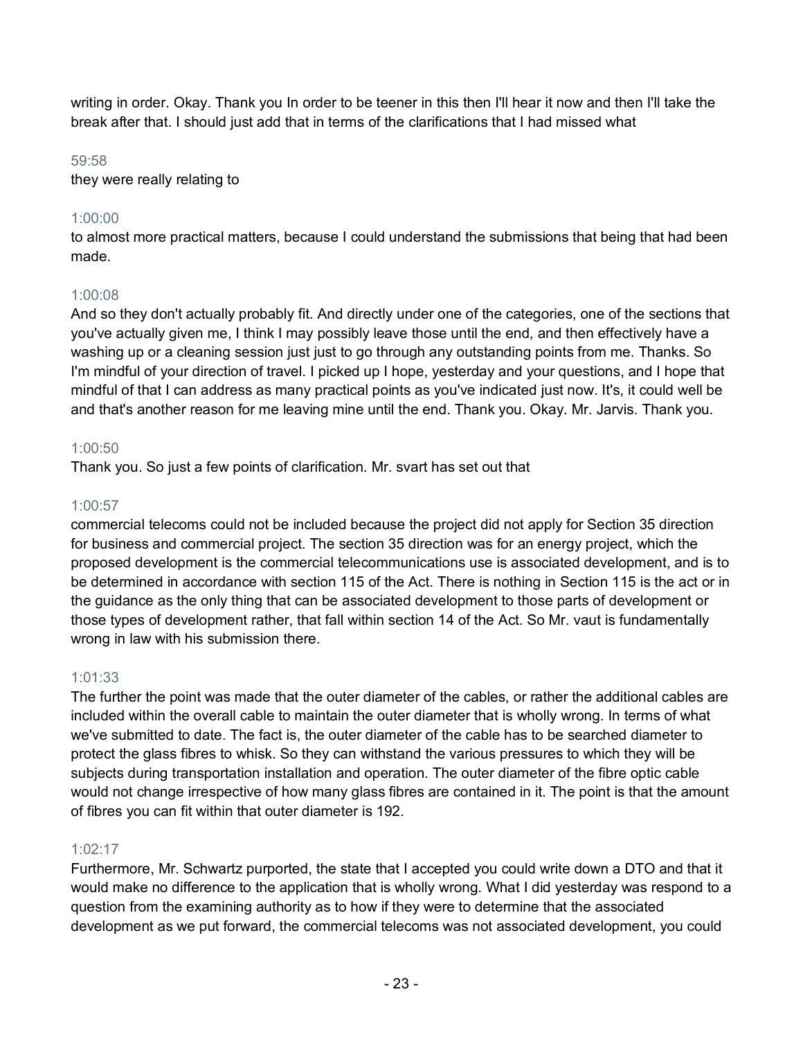writing in order. Okay. Thank you In order to be teener in this then I'll hear it now and then I'll take the break after that. I should just add that in terms of the clarifications that I had missed what

59:58

they were really relating to

1:00:00

to almost more practical matters, because I could understand the submissions that being that had been made.

1:00:08

And so they don't actually probably fit. And directly under one of the categories, one of the sections that you've actually given me, I think I may possibly leave those until the end, and then effectively have a washing up or a cleaning session just just to go through any outstanding points from me. Thanks. So I'm mindful of your direction of travel. I picked up I hope, yesterday and your questions, and I hope that mindful of that I can address as many practical points as you've indicated just now. It's, it could well be and that's another reason for me leaving mine until the end. Thank you. Okay. Mr. Jarvis. Thank you.

1:00:50

Thank you. So just a few points of clarification. Mr. svart has set out that

1:00:57

commercial telecoms could not be included because the project did not apply for Section 35 direction for business and commercial project. The section 35 direction was for an energy project, which the proposed development is the commercial telecommunications use is associated development, and is to be determined in accordance with section 115 of the Act. There is nothing in Section 115 is the act or in the guidance as the only thing that can be associated development to those parts of development or those types of development rather, that fall within section 14 of the Act. So Mr. vaut is fundamentally wrong in law with his submission there.

1:01:33

The further the point was made that the outer diameter of the cables, or rather the additional cables are included within the overall cable to maintain the outer diameter that is wholly wrong. In terms of what we've submitted to date. The fact is, the outer diameter of the cable has to be searched diameter to protect the glass fibres to whisk. So they can withstand the various pressures to which they will be subjects during transportation installation and operation. The outer diameter of the fibre optic cable would not change irrespective of how many glass fibres are contained in it. The point is that the amount of fibres you can fit within that outer diameter is 192.

1:02:17

Furthermore, Mr. Schwartz purported, the state that I accepted you could write down a DTO and that it would make no difference to the application that is wholly wrong. What I did yesterday was respond to a question from the examining authority as to how if they were to determine that the associated development as we put forward, the commercial telecoms was not associated development, you could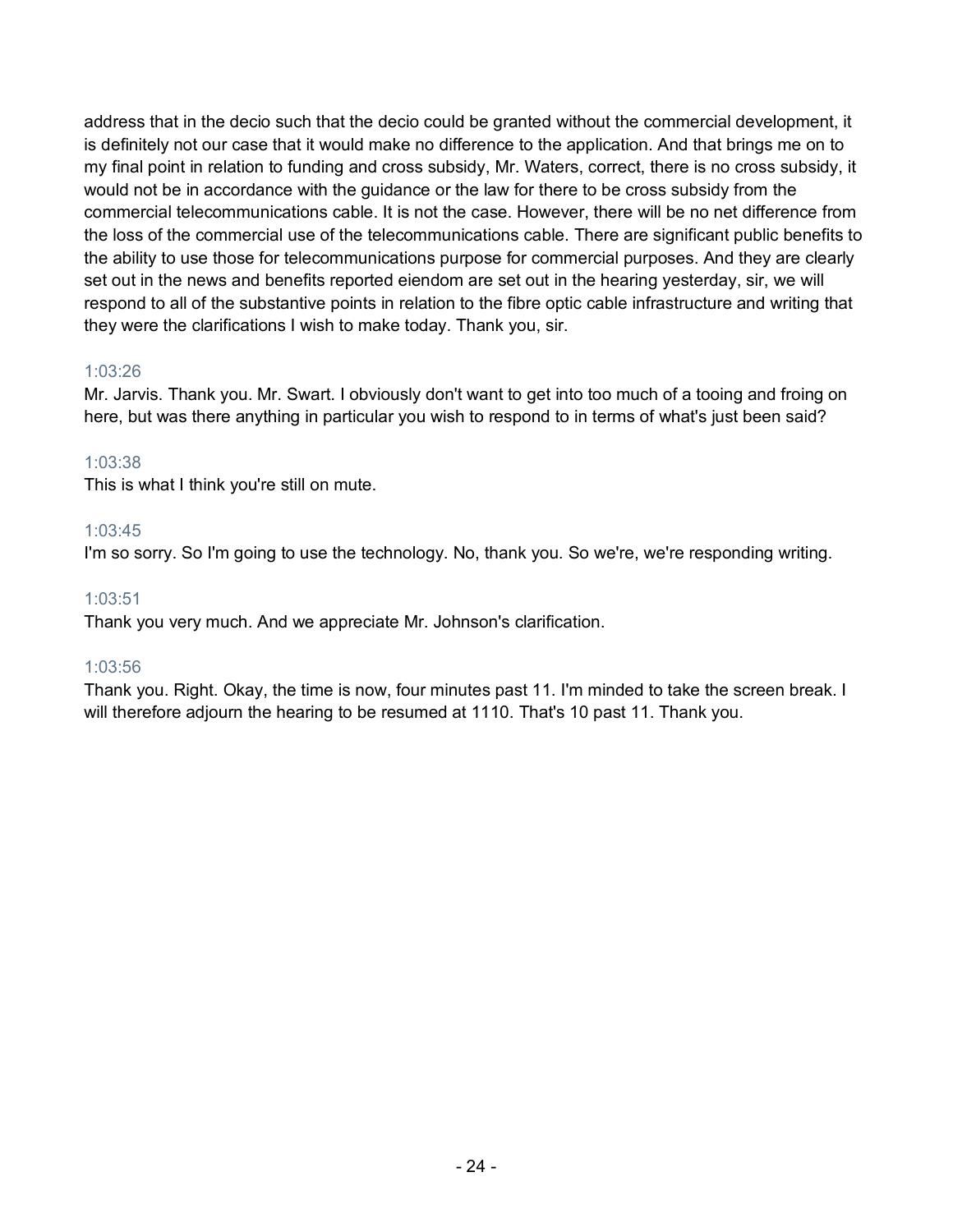address that in the decio such that the decio could be granted without the commercial development, it is definitely not our case that it would make no difference to the application. And that brings me on to my final point in relation to funding and cross subsidy, Mr. Waters, correct, there is no cross subsidy, it would not be in accordance with the guidance or the law for there to be cross subsidy from the commercial telecommunications cable. It is not the case. However, there will be no net difference from the loss of the commercial use of the telecommunications cable. There are significant public benefits to the ability to use those for telecommunications purpose for commercial purposes. And they are clearly set out in the news and benefits reported eiendom are set out in the hearing yesterday, sir, we will respond to all of the substantive points in relation to the fibre optic cable infrastructure and writing that they were the clarifications I wish to make today. Thank you, sir.

1:03:26

Mr. Jarvis. Thank you. Mr. Swart. I obviously don't want to get into too much of a tooing and froing on here, but was there anything in particular you wish to respond to in terms of what's just been said?

1:03:38

This is what I think you're still on mute.

1:03:45

I'm so sorry. So I'm going to use the technology. No, thank you. So we're, we're responding writing.

1:03:51

Thank you very much. And we appreciate Mr. Johnson's clarification.

1:03:56

Thank you. Right. Okay, the time is now, four minutes past 11. I'm minded to take the screen break. I will therefore adjourn the hearing to be resumed at 1110. That's 10 past 11. Thank you.